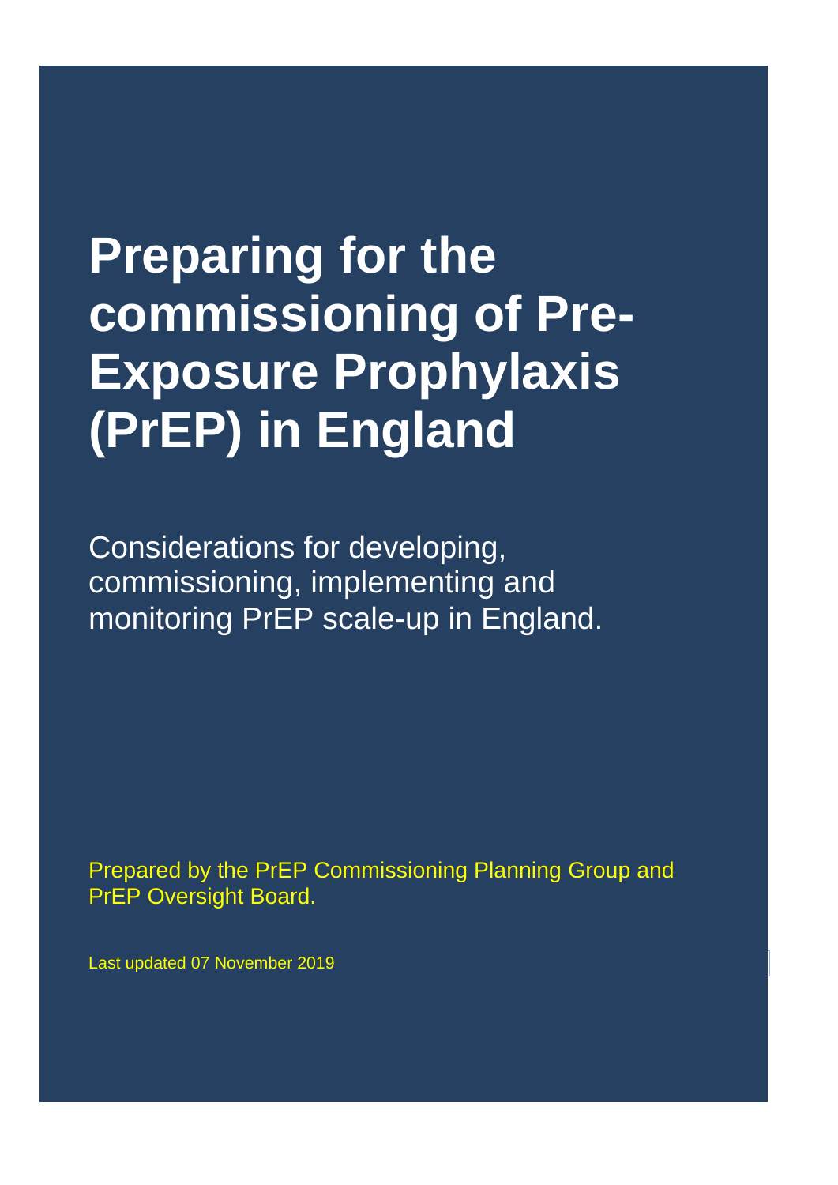# Preparing for the commissioning of Pre-Exposure Prophylaxis (PrEP) in England

Considerations for developing, commissioning, implementing and monitoring PrEP scale-up in England.

Prepared by the PrEP Commissioning Planning Group and PrEP Oversight Board.

Last updated 07 November 2019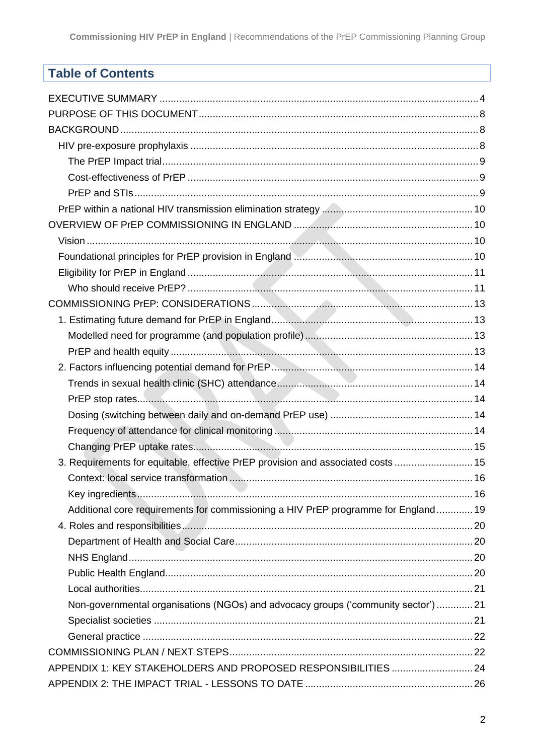## Table of Contents

EXECUTIVE SUMMARY ..... 4
PURPOSE OF THIS DOCUMENT ..... 8
BACKGROUND ..... 8
- HIV pre-exposure prophylaxis ..... 8
  - The PrEP Impact trial ..... 9
  - Cost-effectiveness of PrEP ..... 9
  - PrEP and STIs ..... 9
- PrEP within a national HIV transmission elimination strategy ..... 10

OVERVIEW OF PrEP COMMISSIONING IN ENGLAND ..... 10
- Vision ..... 10
- Foundational principles for PrEP provision in England ..... 10
- Eligibility for PrEP in England ..... 11
  - Who should receive PrEP? ..... 11

COMMISSIONING PrEP: CONSIDERATIONS ..... 13
- 1. Estimating future demand for PrEP in England ..... 13
  - Modelled need for programme (and population profile) ..... 13
  - PrEP and health equity ..... 13
- 2. Factors influencing potential demand for PrEP ..... 14
  - Trends in sexual health clinic (SHC) attendance ..... 14
  - PrEP stop rates ..... 14
  - Dosing (switching between daily and on-demand PrEP use) ..... 14
  - Frequency of attendance for clinical monitoring ..... 14
  - Changing PrEP uptake rates ..... 15
- 3. Requirements for equitable, effective PrEP provision and associated costs ..... 15
  - Context: local service transformation ..... 16
  - Key ingredients ..... 16
  - Additional core requirements for commissioning a HIV PrEP programme for England ..... 19
- 4. Roles and responsibilities ..... 20
  - Department of Health and Social Care ..... 20
  - NHS England ..... 20
  - Public Health England ..... 20
  - Local authorities ..... 21
  - Non-governmental organisations (NGOs) and advocacy groups ('community sector') ..... 21
  - Specialist societies ..... 21
  - General practice ..... 22

COMMISSIONING PLAN / NEXT STEPS ..... 22
APPENDIX 1: KEY STAKEHOLDERS AND PROPOSED RESPONSIBILITIES ..... 24
APPENDIX 2: THE IMPACT TRIAL - LESSONS TO DATE ..... 26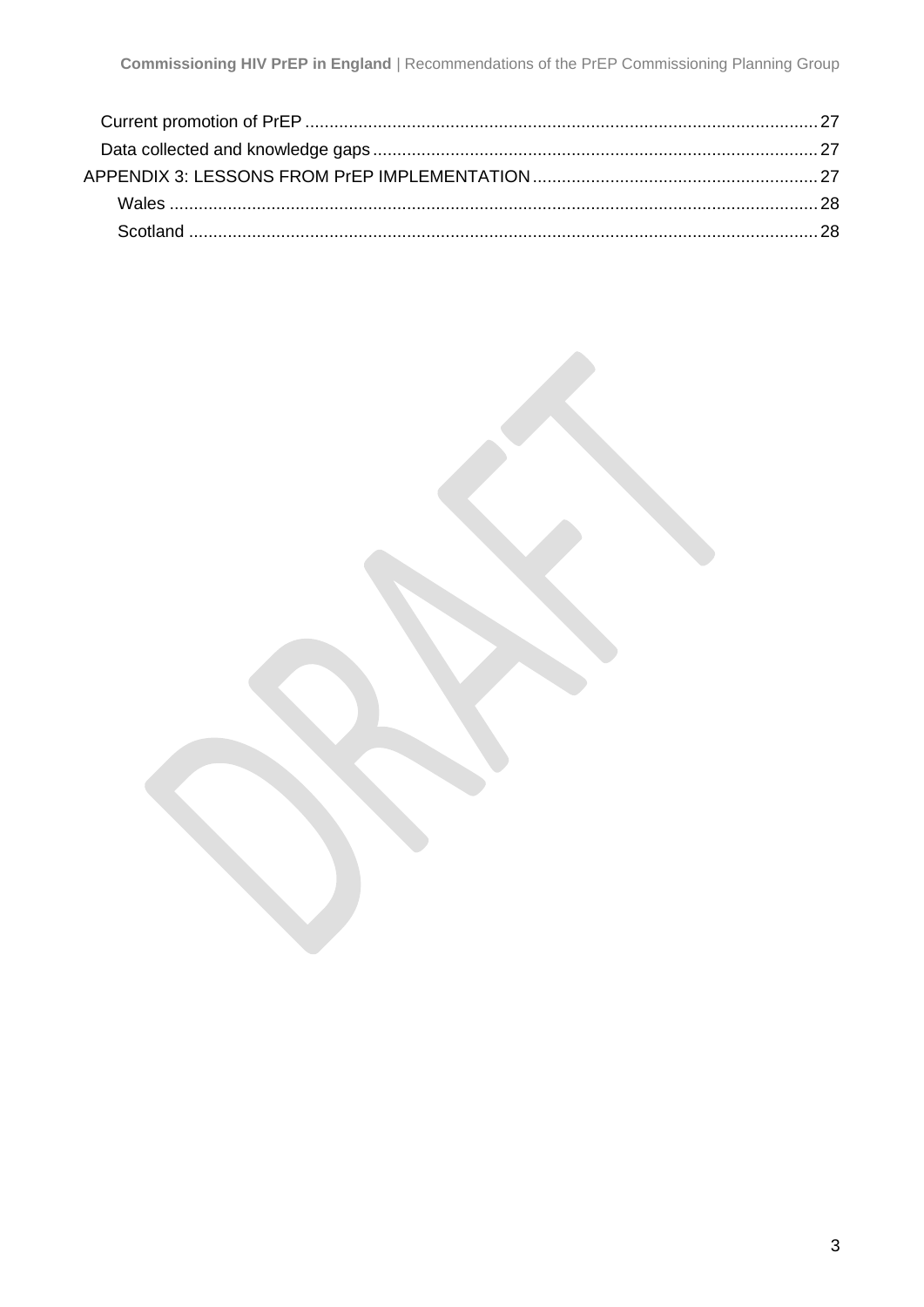Current promotion of PrEP ........................................................................................................27
Data collected and knowledge gaps...........................................................................................27
APPENDIX 3: LESSONS FROM PrEP IMPLEMENTATION...........................................................27
Wales ....................................................................................................................................28
Scotland ................................................................................................................................28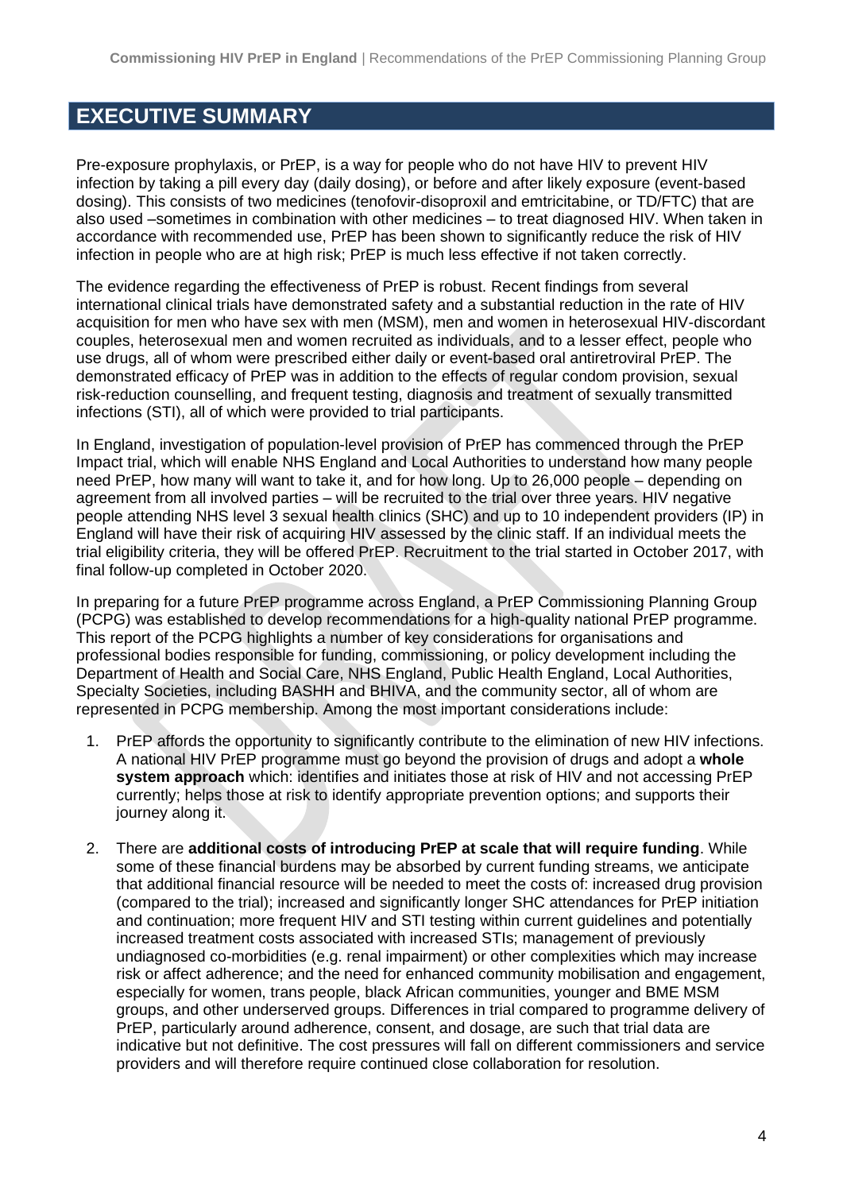# EXECUTIVE SUMMARY

Pre-exposure prophylaxis, or PrEP, is a way for people who do not have HIV to prevent HIV infection by taking a pill every day (daily dosing), or before and after likely exposure (event-based dosing). This consists of two medicines (tenofovir-disoproxil and emtricitabine, or TD/FTC) that are also used –sometimes in combination with other medicines – to treat diagnosed HIV. When taken in accordance with recommended use, PrEP has been shown to significantly reduce the risk of HIV infection in people who are at high risk; PrEP is much less effective if not taken correctly.

The evidence regarding the effectiveness of PrEP is robust. Recent findings from several international clinical trials have demonstrated safety and a substantial reduction in the rate of HIV acquisition for men who have sex with men (MSM), men and women in heterosexual HIV-discordant couples, heterosexual men and women recruited as individuals, and to a lesser effect, people who use drugs, all of whom were prescribed either daily or event-based oral antiretroviral PrEP. The demonstrated efficacy of PrEP was in addition to the effects of regular condom provision, sexual risk-reduction counselling, and frequent testing, diagnosis and treatment of sexually transmitted infections (STI), all of which were provided to trial participants.

In England, investigation of population-level provision of PrEP has commenced through the PrEP Impact trial, which will enable NHS England and Local Authorities to understand how many people need PrEP, how many will want to take it, and for how long. Up to 26,000 people – depending on agreement from all involved parties – will be recruited to the trial over three years. HIV negative people attending NHS level 3 sexual health clinics (SHC) and up to 10 independent providers (IP) in England will have their risk of acquiring HIV assessed by the clinic staff. If an individual meets the trial eligibility criteria, they will be offered PrEP. Recruitment to the trial started in October 2017, with final follow-up completed in October 2020.

In preparing for a future PrEP programme across England, a PrEP Commissioning Planning Group (PCPG) was established to develop recommendations for a high-quality national PrEP programme. This report of the PCPG highlights a number of key considerations for organisations and professional bodies responsible for funding, commissioning, or policy development including the Department of Health and Social Care, NHS England, Public Health England, Local Authorities, Specialty Societies, including BASHH and BHIVA, and the community sector, all of whom are represented in PCPG membership. Among the most important considerations include:

1. PrEP affords the opportunity to significantly contribute to the elimination of new HIV infections. A national HIV PrEP programme must go beyond the provision of drugs and adopt a **whole system approach** which: identifies and initiates those at risk of HIV and not accessing PrEP currently; helps those at risk to identify appropriate prevention options; and supports their journey along it.

2. There are **additional costs of introducing PrEP at scale that will require funding**. While some of these financial burdens may be absorbed by current funding streams, we anticipate that additional financial resource will be needed to meet the costs of: increased drug provision (compared to the trial); increased and significantly longer SHC attendances for PrEP initiation and continuation; more frequent HIV and STI testing within current guidelines and potentially increased treatment costs associated with increased STIs; management of previously undiagnosed co-morbidities (e.g. renal impairment) or other complexities which may increase risk or affect adherence; and the need for enhanced community mobilisation and engagement, especially for women, trans people, black African communities, younger and BME MSM groups, and other underserved groups. Differences in trial compared to programme delivery of PrEP, particularly around adherence, consent, and dosage, are such that trial data are indicative but not definitive. The cost pressures will fall on different commissioners and service providers and will therefore require continued close collaboration for resolution.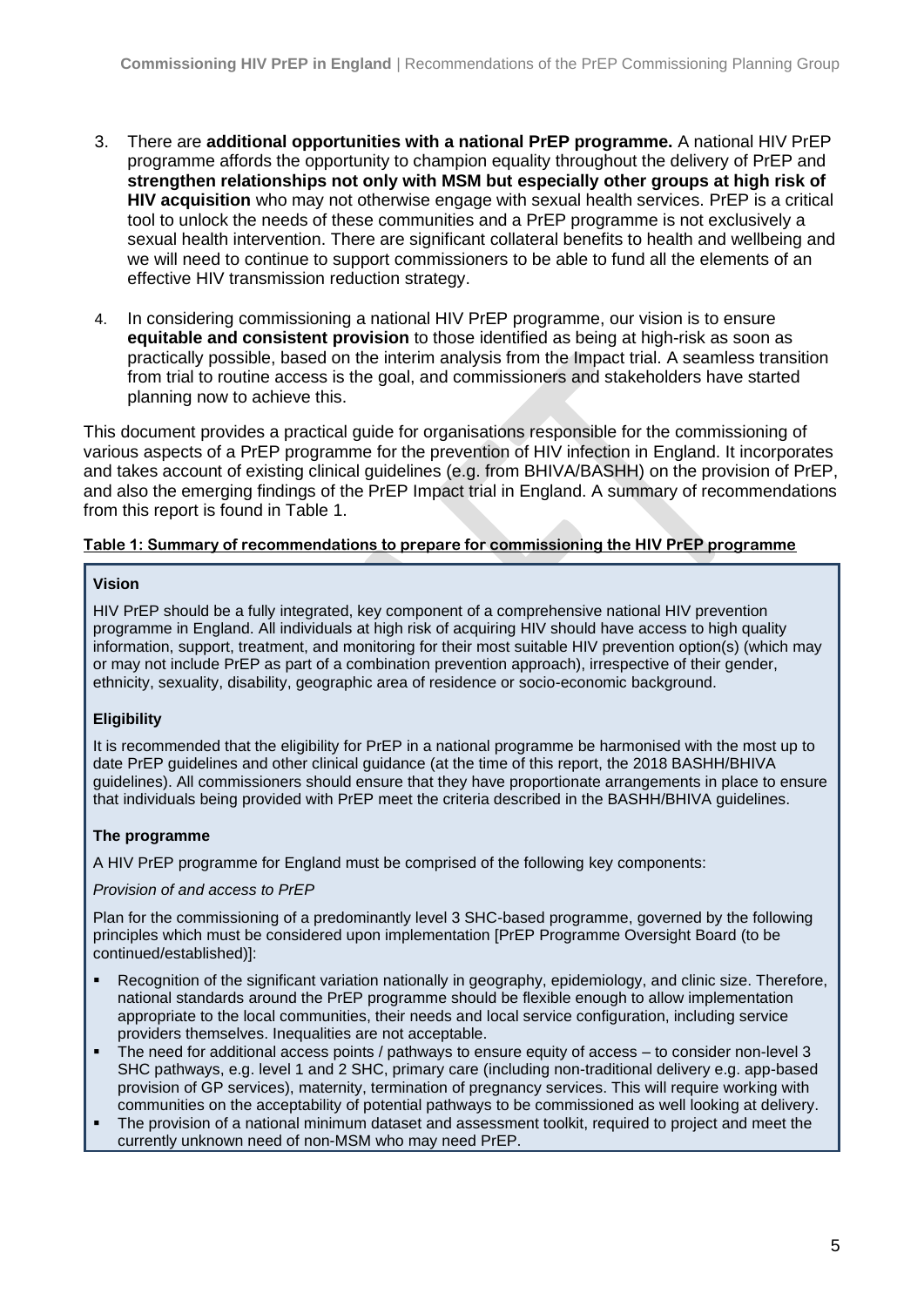3. There are **additional opportunities with a national PrEP programme.** A national HIV PrEP programme affords the opportunity to champion equality throughout the delivery of PrEP and **strengthen relationships not only with MSM but especially other groups at high risk of HIV acquisition** who may not otherwise engage with sexual health services. PrEP is a critical tool to unlock the needs of these communities and a PrEP programme is not exclusively a sexual health intervention. There are significant collateral benefits to health and wellbeing and we will need to continue to support commissioners to be able to fund all the elements of an effective HIV transmission reduction strategy.

4. In considering commissioning a national HIV PrEP programme, our vision is to ensure **equitable and consistent provision** to those identified as being at high-risk as soon as practically possible, based on the interim analysis from the Impact trial. A seamless transition from trial to routine access is the goal, and commissioners and stakeholders have started planning now to achieve this.

This document provides a practical guide for organisations responsible for the commissioning of various aspects of a PrEP programme for the prevention of HIV infection in England. It incorporates and takes account of existing clinical guidelines (e.g. from BHIVA/BASHH) on the provision of PrEP, and also the emerging findings of the PrEP Impact trial in England. A summary of recommendations from this report is found in Table 1.

**Table 1: Summary of recommendations to prepare for commissioning the HIV PrEP programme**

**Vision**

HIV PrEP should be a fully integrated, key component of a comprehensive national HIV prevention programme in England. All individuals at high risk of acquiring HIV should have access to high quality information, support, treatment, and monitoring for their most suitable HIV prevention option(s) (which may or may not include PrEP as part of a combination prevention approach), irrespective of their gender, ethnicity, sexuality, disability, geographic area of residence or socio-economic background.

**Eligibility**

It is recommended that the eligibility for PrEP in a national programme be harmonised with the most up to date PrEP guidelines and other clinical guidance (at the time of this report, the 2018 BASHH/BHIVA guidelines). All commissioners should ensure that they have proportionate arrangements in place to ensure that individuals being provided with PrEP meet the criteria described in the BASHH/BHIVA guidelines.

**The programme**

A HIV PrEP programme for England must be comprised of the following key components:

*Provision of and access to PrEP*

Plan for the commissioning of a predominantly level 3 SHC-based programme, governed by the following principles which must be considered upon implementation [PrEP Programme Oversight Board (to be continued/established)]:

- Recognition of the significant variation nationally in geography, epidemiology, and clinic size. Therefore, national standards around the PrEP programme should be flexible enough to allow implementation appropriate to the local communities, their needs and local service configuration, including service providers themselves. Inequalities are not acceptable.
- The need for additional access points / pathways to ensure equity of access – to consider non-level 3 SHC pathways, e.g. level 1 and 2 SHC, primary care (including non-traditional delivery e.g. app-based provision of GP services), maternity, termination of pregnancy services. This will require working with communities on the acceptability of potential pathways to be commissioned as well looking at delivery.
- The provision of a national minimum dataset and assessment toolkit, required to project and meet the currently unknown need of non-MSM who may need PrEP.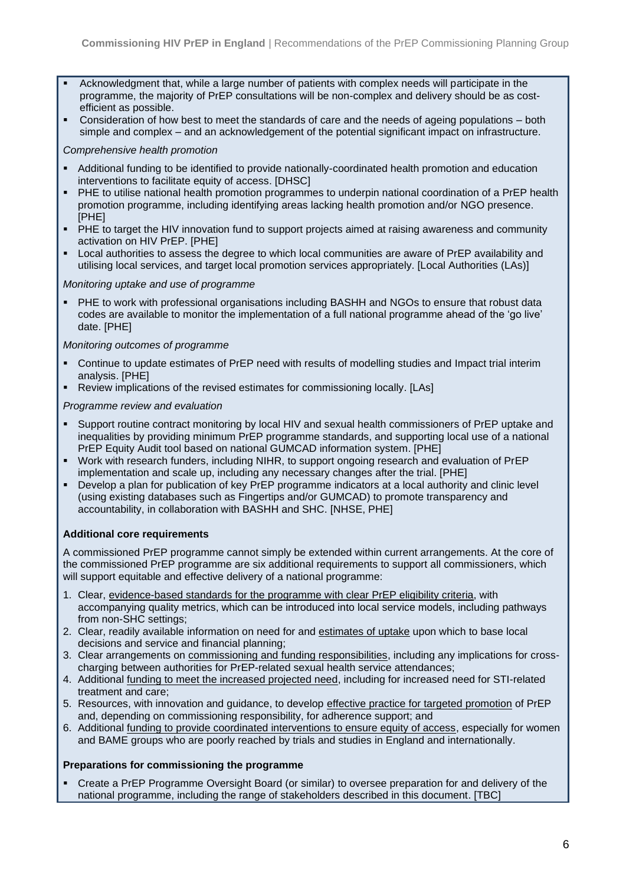- Acknowledgment that, while a large number of patients with complex needs will participate in the programme, the majority of PrEP consultations will be non-complex and delivery should be as cost-efficient as possible.
- Consideration of how best to meet the standards of care and the needs of ageing populations – both simple and complex – and an acknowledgement of the potential significant impact on infrastructure.

*Comprehensive health promotion*

- Additional funding to be identified to provide nationally-coordinated health promotion and education interventions to facilitate equity of access. [DHSC]
- PHE to utilise national health promotion programmes to underpin national coordination of a PrEP health promotion programme, including identifying areas lacking health promotion and/or NGO presence. [PHE]
- PHE to target the HIV innovation fund to support projects aimed at raising awareness and community activation on HIV PrEP. [PHE]
- Local authorities to assess the degree to which local communities are aware of PrEP availability and utilising local services, and target local promotion services appropriately. [Local Authorities (LAs)]

*Monitoring uptake and use of programme*

- PHE to work with professional organisations including BASHH and NGOs to ensure that robust data codes are available to monitor the implementation of a full national programme ahead of the 'go live' date. [PHE]

*Monitoring outcomes of programme*

- Continue to update estimates of PrEP need with results of modelling studies and Impact trial interim analysis. [PHE]
- Review implications of the revised estimates for commissioning locally. [LAs]

*Programme review and evaluation*

- Support routine contract monitoring by local HIV and sexual health commissioners of PrEP uptake and inequalities by providing minimum PrEP programme standards, and supporting local use of a national PrEP Equity Audit tool based on national GUMCAD information system. [PHE]
- Work with research funders, including NIHR, to support ongoing research and evaluation of PrEP implementation and scale up, including any necessary changes after the trial. [PHE]
- Develop a plan for publication of key PrEP programme indicators at a local authority and clinic level (using existing databases such as Fingertips and/or GUMCAD) to promote transparency and accountability, in collaboration with BASHH and SHC. [NHSE, PHE]

**Additional core requirements**

A commissioned PrEP programme cannot simply be extended within current arrangements. At the core of the commissioned PrEP programme are six additional requirements to support all commissioners, which will support equitable and effective delivery of a national programme:

1. Clear, evidence-based standards for the programme with clear PrEP eligibility criteria, with accompanying quality metrics, which can be introduced into local service models, including pathways from non-SHC settings;
2. Clear, readily available information on need for and estimates of uptake upon which to base local decisions and service and financial planning;
3. Clear arrangements on commissioning and funding responsibilities, including any implications for cross-charging between authorities for PrEP-related sexual health service attendances;
4. Additional funding to meet the increased projected need, including for increased need for STI-related treatment and care;
5. Resources, with innovation and guidance, to develop effective practice for targeted promotion of PrEP and, depending on commissioning responsibility, for adherence support; and
6. Additional funding to provide coordinated interventions to ensure equity of access, especially for women and BAME groups who are poorly reached by trials and studies in England and internationally.

**Preparations for commissioning the programme**

- Create a PrEP Programme Oversight Board (or similar) to oversee preparation for and delivery of the national programme, including the range of stakeholders described in this document. [TBC]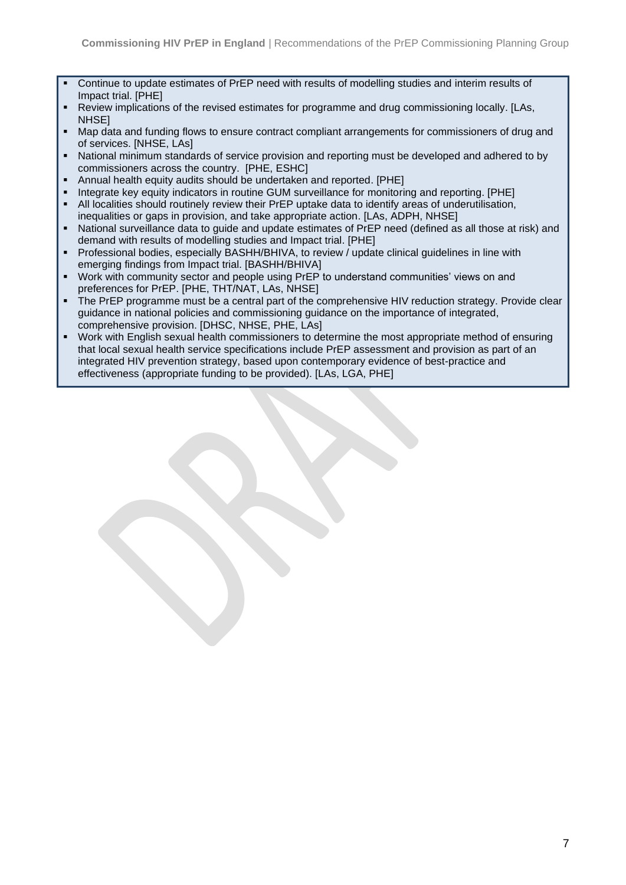- Continue to update estimates of PrEP need with results of modelling studies and interim results of Impact trial. [PHE]
- Review implications of the revised estimates for programme and drug commissioning locally. [LAs, NHSE]
- Map data and funding flows to ensure contract compliant arrangements for commissioners of drug and of services. [NHSE, LAs]
- National minimum standards of service provision and reporting must be developed and adhered to by commissioners across the country. [PHE, ESHC]
- Annual health equity audits should be undertaken and reported. [PHE]
- Integrate key equity indicators in routine GUM surveillance for monitoring and reporting. [PHE]
- All localities should routinely review their PrEP uptake data to identify areas of underutilisation, inequalities or gaps in provision, and take appropriate action. [LAs, ADPH, NHSE]
- National surveillance data to guide and update estimates of PrEP need (defined as all those at risk) and demand with results of modelling studies and Impact trial. [PHE]
- Professional bodies, especially BASHH/BHIVA, to review / update clinical guidelines in line with emerging findings from Impact trial. [BASHH/BHIVA]
- Work with community sector and people using PrEP to understand communities' views on and preferences for PrEP. [PHE, THT/NAT, LAs, NHSE]
- The PrEP programme must be a central part of the comprehensive HIV reduction strategy. Provide clear guidance in national policies and commissioning guidance on the importance of integrated, comprehensive provision. [DHSC, NHSE, PHE, LAs]
- Work with English sexual health commissioners to determine the most appropriate method of ensuring that local sexual health service specifications include PrEP assessment and provision as part of an integrated HIV prevention strategy, based upon contemporary evidence of best-practice and effectiveness (appropriate funding to be provided). [LAs, LGA, PHE]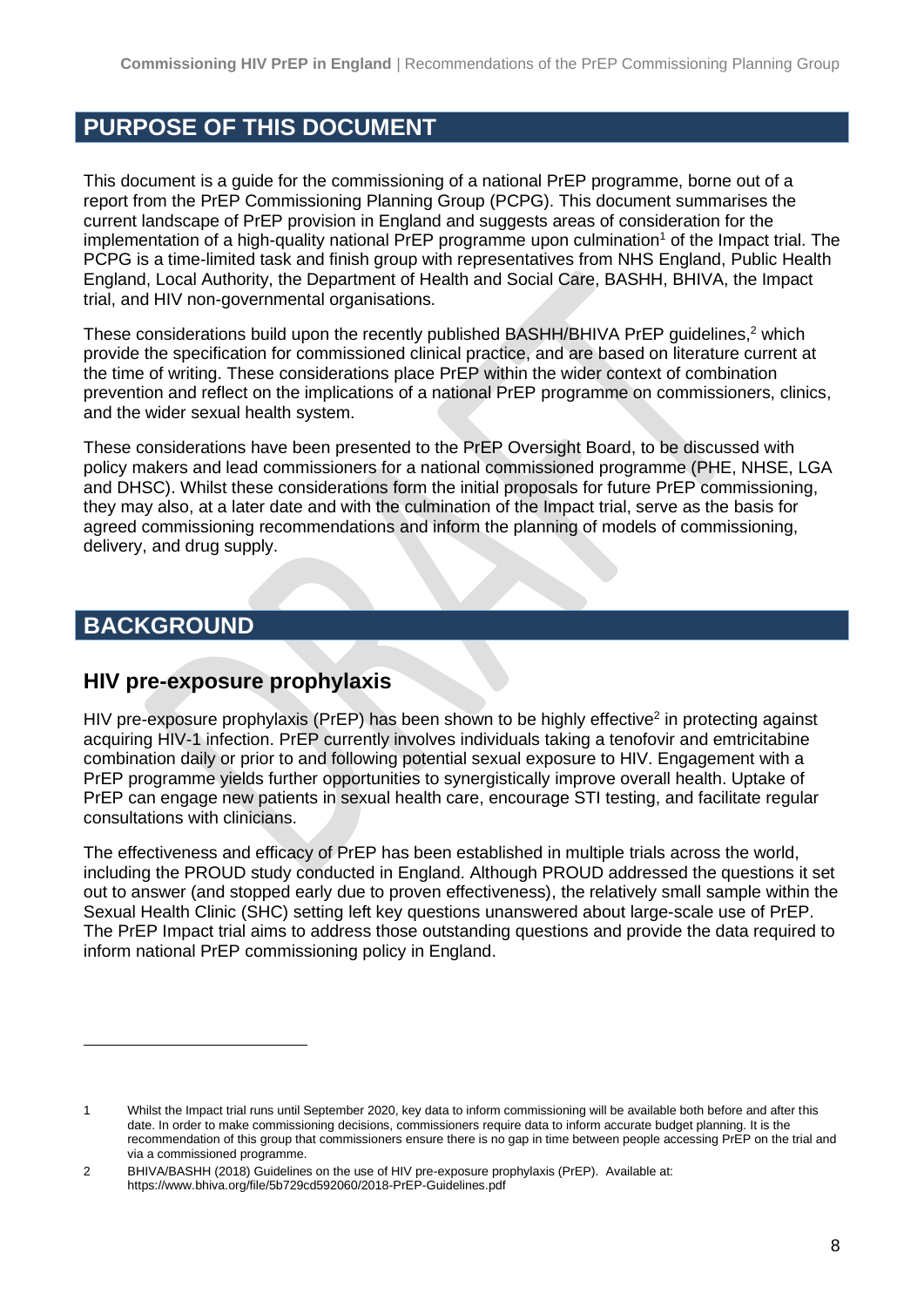# PURPOSE OF THIS DOCUMENT

This document is a guide for the commissioning of a national PrEP programme, borne out of a report from the PrEP Commissioning Planning Group (PCPG). This document summarises the current landscape of PrEP provision in England and suggests areas of consideration for the implementation of a high-quality national PrEP programme upon culmination[1] of the Impact trial. The PCPG is a time-limited task and finish group with representatives from NHS England, Public Health England, Local Authority, the Department of Health and Social Care, BASHH, BHIVA, the Impact trial, and HIV non-governmental organisations.

These considerations build upon the recently published BASHH/BHIVA PrEP guidelines,[2] which provide the specification for commissioned clinical practice, and are based on literature current at the time of writing. These considerations place PrEP within the wider context of combination prevention and reflect on the implications of a national PrEP programme on commissioners, clinics, and the wider sexual health system.

These considerations have been presented to the PrEP Oversight Board, to be discussed with policy makers and lead commissioners for a national commissioned programme (PHE, NHSE, LGA and DHSC). Whilst these considerations form the initial proposals for future PrEP commissioning, they may also, at a later date and with the culmination of the Impact trial, serve as the basis for agreed commissioning recommendations and inform the planning of models of commissioning, delivery, and drug supply.

# BACKGROUND

## HIV pre-exposure prophylaxis

HIV pre-exposure prophylaxis (PrEP) has been shown to be highly effective[2] in protecting against acquiring HIV-1 infection. PrEP currently involves individuals taking a tenofovir and emtricitabine combination daily or prior to and following potential sexual exposure to HIV. Engagement with a PrEP programme yields further opportunities to synergistically improve overall health. Uptake of PrEP can engage new patients in sexual health care, encourage STI testing, and facilitate regular consultations with clinicians.

The effectiveness and efficacy of PrEP has been established in multiple trials across the world, including the PROUD study conducted in England. Although PROUD addressed the questions it set out to answer (and stopped early due to proven effectiveness), the relatively small sample within the Sexual Health Clinic (SHC) setting left key questions unanswered about large-scale use of PrEP. The PrEP Impact trial aims to address those outstanding questions and provide the data required to inform national PrEP commissioning policy in England.

---

1 Whilst the Impact trial runs until September 2020, key data to inform commissioning will be available both before and after this date. In order to make commissioning decisions, commissioners require data to inform accurate budget planning. It is the recommendation of this group that commissioners ensure there is no gap in time between people accessing PrEP on the trial and via a commissioned programme.

2 BHIVA/BASHH (2018) Guidelines on the use of HIV pre-exposure prophylaxis (PrEP). Available at: https://www.bhiva.org/file/5b729cd592060/2018-PrEP-Guidelines.pdf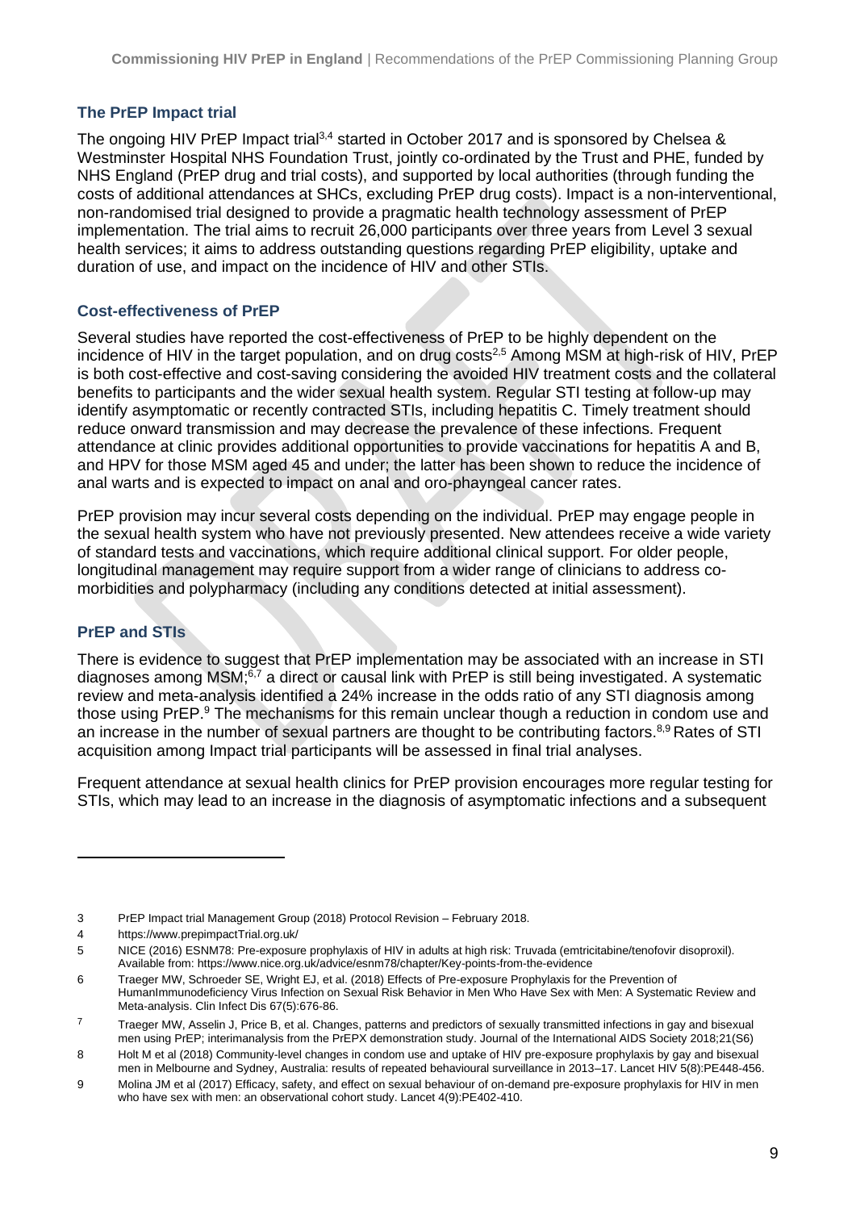### The PrEP Impact trial

The ongoing HIV PrEP Impact trial[3,4] started in October 2017 and is sponsored by Chelsea & Westminster Hospital NHS Foundation Trust, jointly co-ordinated by the Trust and PHE, funded by NHS England (PrEP drug and trial costs), and supported by local authorities (through funding the costs of additional attendances at SHCs, excluding PrEP drug costs). Impact is a non-interventional, non-randomised trial designed to provide a pragmatic health technology assessment of PrEP implementation. The trial aims to recruit 26,000 participants over three years from Level 3 sexual health services; it aims to address outstanding questions regarding PrEP eligibility, uptake and duration of use, and impact on the incidence of HIV and other STIs.

### Cost-effectiveness of PrEP

Several studies have reported the cost-effectiveness of PrEP to be highly dependent on the incidence of HIV in the target population, and on drug costs[2,5] Among MSM at high-risk of HIV, PrEP is both cost-effective and cost-saving considering the avoided HIV treatment costs and the collateral benefits to participants and the wider sexual health system. Regular STI testing at follow-up may identify asymptomatic or recently contracted STIs, including hepatitis C. Timely treatment should reduce onward transmission and may decrease the prevalence of these infections. Frequent attendance at clinic provides additional opportunities to provide vaccinations for hepatitis A and B, and HPV for those MSM aged 45 and under; the latter has been shown to reduce the incidence of anal warts and is expected to impact on anal and oro-phayngeal cancer rates.

PrEP provision may incur several costs depending on the individual. PrEP may engage people in the sexual health system who have not previously presented. New attendees receive a wide variety of standard tests and vaccinations, which require additional clinical support. For older people, longitudinal management may require support from a wider range of clinicians to address co-morbidities and polypharmacy (including any conditions detected at initial assessment).

### PrEP and STIs

There is evidence to suggest that PrEP implementation may be associated with an increase in STI diagnoses among MSM;[6,7] a direct or causal link with PrEP is still being investigated. A systematic review and meta-analysis identified a 24% increase in the odds ratio of any STI diagnosis among those using PrEP.[9] The mechanisms for this remain unclear though a reduction in condom use and an increase in the number of sexual partners are thought to be contributing factors.[8,9] Rates of STI acquisition among Impact trial participants will be assessed in final trial analyses.

Frequent attendance at sexual health clinics for PrEP provision encourages more regular testing for STIs, which may lead to an increase in the diagnosis of asymptomatic infections and a subsequent

---

3 PrEP Impact trial Management Group (2018) Protocol Revision – February 2018.

4 https://www.prepimpactTrial.org.uk/

5 NICE (2016) ESNM78: Pre-exposure prophylaxis of HIV in adults at high risk: Truvada (emtricitabine/tenofovir disoproxil). Available from: https://www.nice.org.uk/advice/esnm78/chapter/Key-points-from-the-evidence

6 Traeger MW, Schroeder SE, Wright EJ, et al. (2018) Effects of Pre-exposure Prophylaxis for the Prevention of HumanImmunodeficiency Virus Infection on Sexual Risk Behavior in Men Who Have Sex with Men: A Systematic Review and Meta-analysis. Clin Infect Dis 67(5):676-86.

7 Traeger MW, Asselin J, Price B, et al. Changes, patterns and predictors of sexually transmitted infections in gay and bisexual men using PrEP; interimanalysis from the PrEPX demonstration study. Journal of the International AIDS Society 2018;21(S6)

8 Holt M et al (2018) Community-level changes in condom use and uptake of HIV pre-exposure prophylaxis by gay and bisexual men in Melbourne and Sydney, Australia: results of repeated behavioural surveillance in 2013–17. Lancet HIV 5(8):PE448-456.

9 Molina JM et al (2017) Efficacy, safety, and effect on sexual behaviour of on-demand pre-exposure prophylaxis for HIV in men who have sex with men: an observational cohort study. Lancet 4(9):PE402-410.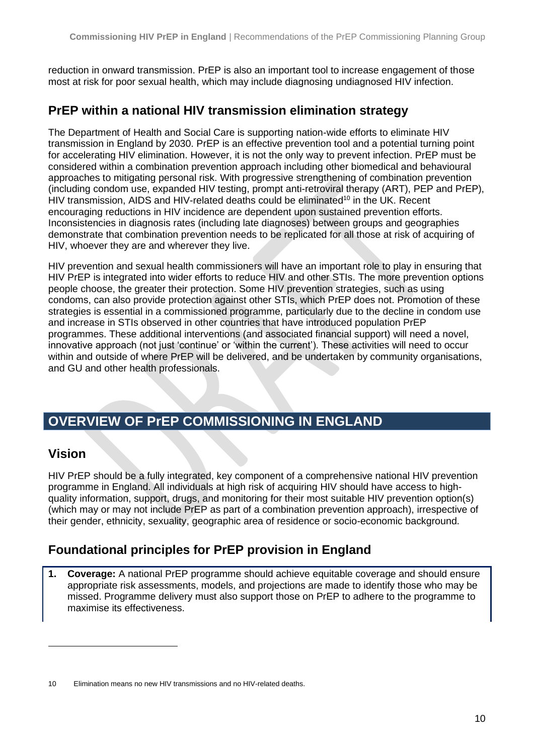reduction in onward transmission. PrEP is also an important tool to increase engagement of those most at risk for poor sexual health, which may include diagnosing undiagnosed HIV infection.

## PrEP within a national HIV transmission elimination strategy

The Department of Health and Social Care is supporting nation-wide efforts to eliminate HIV transmission in England by 2030. PrEP is an effective prevention tool and a potential turning point for accelerating HIV elimination. However, it is not the only way to prevent infection. PrEP must be considered within a combination prevention approach including other biomedical and behavioural approaches to mitigating personal risk. With progressive strengthening of combination prevention (including condom use, expanded HIV testing, prompt anti-retroviral therapy (ART), PEP and PrEP), HIV transmission, AIDS and HIV-related deaths could be eliminated[10] in the UK. Recent encouraging reductions in HIV incidence are dependent upon sustained prevention efforts. Inconsistencies in diagnosis rates (including late diagnoses) between groups and geographies demonstrate that combination prevention needs to be replicated for all those at risk of acquiring of HIV, whoever they are and wherever they live.

HIV prevention and sexual health commissioners will have an important role to play in ensuring that HIV PrEP is integrated into wider efforts to reduce HIV and other STIs. The more prevention options people choose, the greater their protection. Some HIV prevention strategies, such as using condoms, can also provide protection against other STIs, which PrEP does not. Promotion of these strategies is essential in a commissioned programme, particularly due to the decline in condom use and increase in STIs observed in other countries that have introduced population PrEP programmes. These additional interventions (and associated financial support) will need a novel, innovative approach (not just 'continue' or 'within the current'). These activities will need to occur within and outside of where PrEP will be delivered, and be undertaken by community organisations, and GU and other health professionals.

# OVERVIEW OF PrEP COMMISSIONING IN ENGLAND

## Vision

HIV PrEP should be a fully integrated, key component of a comprehensive national HIV prevention programme in England. All individuals at high risk of acquiring HIV should have access to high-quality information, support, drugs, and monitoring for their most suitable HIV prevention option(s) (which may or may not include PrEP as part of a combination prevention approach), irrespective of their gender, ethnicity, sexuality, geographic area of residence or socio-economic background.

## Foundational principles for PrEP provision in England

1. **Coverage:** A national PrEP programme should achieve equitable coverage and should ensure appropriate risk assessments, models, and projections are made to identify those who may be missed. Programme delivery must also support those on PrEP to adhere to the programme to maximise its effectiveness.

---

10 Elimination means no new HIV transmissions and no HIV-related deaths.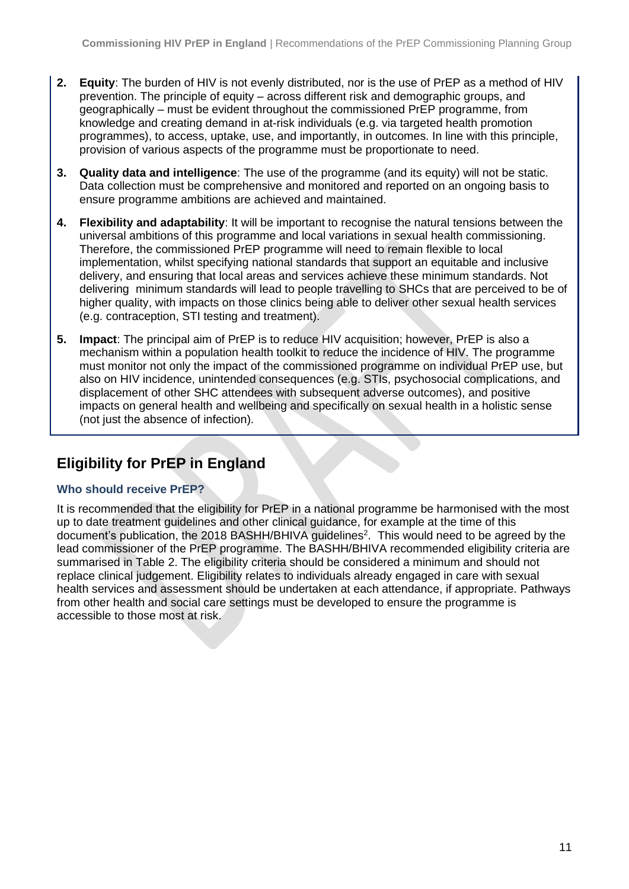2. **Equity**: The burden of HIV is not evenly distributed, nor is the use of PrEP as a method of HIV prevention. The principle of equity – across different risk and demographic groups, and geographically – must be evident throughout the commissioned PrEP programme, from knowledge and creating demand in at-risk individuals (e.g. via targeted health promotion programmes), to access, uptake, use, and importantly, in outcomes. In line with this principle, provision of various aspects of the programme must be proportionate to need.

3. **Quality data and intelligence**: The use of the programme (and its equity) will not be static. Data collection must be comprehensive and monitored and reported on an ongoing basis to ensure programme ambitions are achieved and maintained.

4. **Flexibility and adaptability**: It will be important to recognise the natural tensions between the universal ambitions of this programme and local variations in sexual health commissioning. Therefore, the commissioned PrEP programme will need to remain flexible to local implementation, whilst specifying national standards that support an equitable and inclusive delivery, and ensuring that local areas and services achieve these minimum standards. Not delivering minimum standards will lead to people travelling to SHCs that are perceived to be of higher quality, with impacts on those clinics being able to deliver other sexual health services (e.g. contraception, STI testing and treatment).

5. **Impact**: The principal aim of PrEP is to reduce HIV acquisition; however, PrEP is also a mechanism within a population health toolkit to reduce the incidence of HIV. The programme must monitor not only the impact of the commissioned programme on individual PrEP use, but also on HIV incidence, unintended consequences (e.g. STIs, psychosocial complications, and displacement of other SHC attendees with subsequent adverse outcomes), and positive impacts on general health and wellbeing and specifically on sexual health in a holistic sense (not just the absence of infection).

## Eligibility for PrEP in England

### Who should receive PrEP?

It is recommended that the eligibility for PrEP in a national programme be harmonised with the most up to date treatment guidelines and other clinical guidance, for example at the time of this document's publication, the 2018 BASHH/BHIVA guidelines[2]. This would need to be agreed by the lead commissioner of the PrEP programme. The BASHH/BHIVA recommended eligibility criteria are summarised in Table 2. The eligibility criteria should be considered a minimum and should not replace clinical judgement. Eligibility relates to individuals already engaged in care with sexual health services and assessment should be undertaken at each attendance, if appropriate. Pathways from other health and social care settings must be developed to ensure the programme is accessible to those most at risk.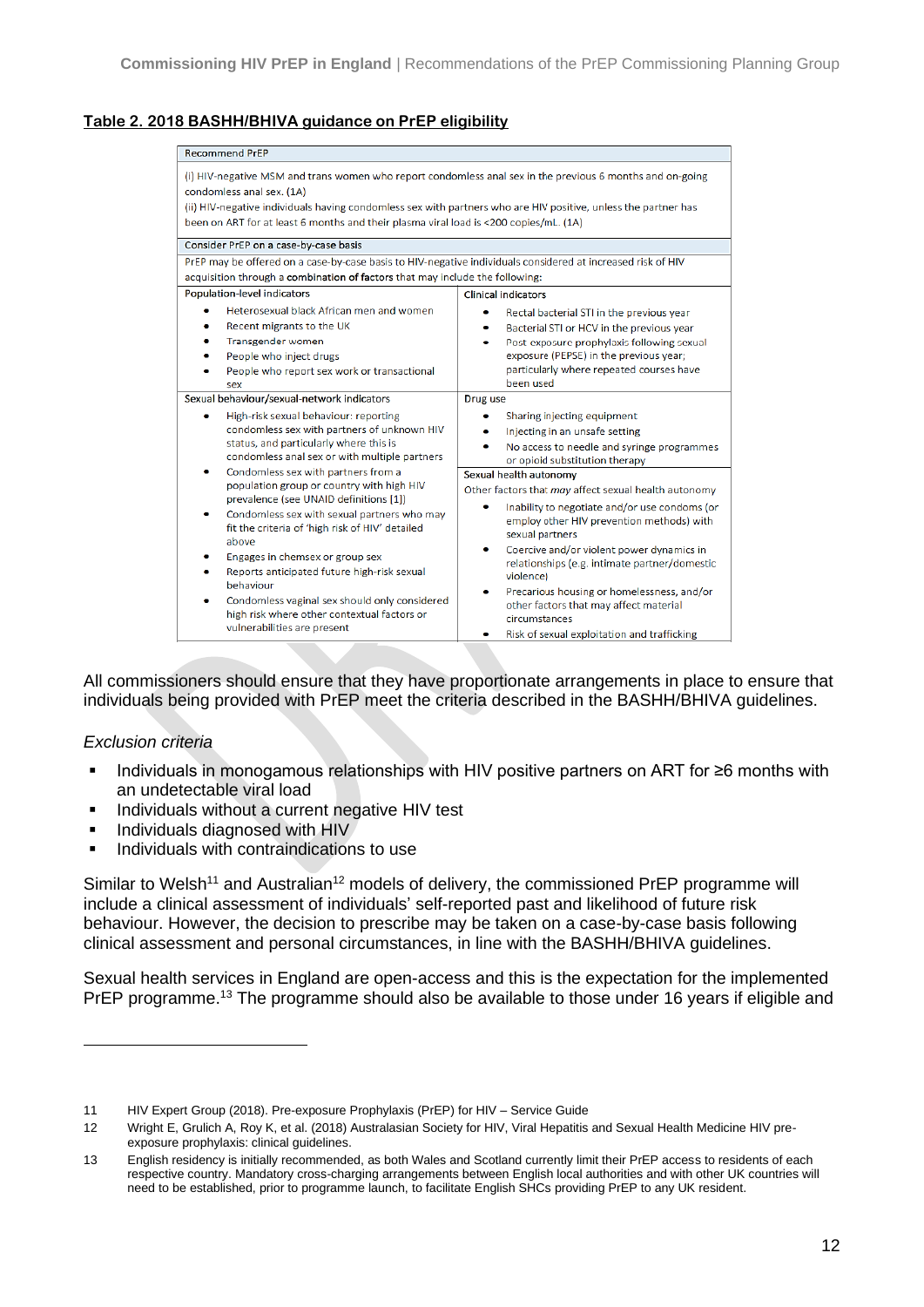**Table 2. 2018 BASHH/BHIVA guidance on PrEP eligibility**

| Recommend PrEP | |
|---|---|
| (i) HIV-negative MSM and trans women who report condomless anal sex in the previous 6 months and on-going condomless anal sex. (1A)<br>(ii) HIV-negative individuals having condomless sex with partners who are HIV positive, unless the partner has been on ART for at least 6 months and their plasma viral load is <200 copies/mL. (1A) | |
| **Consider PrEP on a case-by-case basis** | |
| PrEP may be offered on a case-by-case basis to HIV-negative individuals considered at increased risk of HIV acquisition through a **combination of factors** that may include the following: | |
| **Population-level indicators** | **Clinical indicators** |
| • Heterosexual black African men and women<br>• Recent migrants to the UK<br>• Transgender women<br>• People who inject drugs<br>• People who report sex work or transactional sex | • Rectal bacterial STI in the previous year<br>• Bacterial STI or HCV in the previous year<br>• Post exposure prophylaxis following sexual exposure (PEPSE) in the previous year; particularly where repeated courses have been used |
| **Sexual behaviour/sexual-network indicators** | **Drug use** |
| • High-risk sexual behaviour: reporting condomless sex with partners of unknown HIV status, and particularly where this is condomless anal sex or with multiple partners<br>• Condomless sex with partners from a population group or country with high HIV prevalence (see UNAID definitions [1])<br>• Condomless sex with sexual partners who may fit the criteria of 'high risk of HIV' detailed above<br>• Engages in chemsex or group sex<br>• Reports anticipated future high-risk sexual behaviour<br>• Condomless vaginal sex should only considered high risk where other contextual factors or vulnerabilities are present | • Sharing injecting equipment<br>• Injecting in an unsafe setting<br>• No access to needle and syringe programmes or opioid substitution therapy<br><br>**Sexual health autonomy**<br>Other factors that *may* affect sexual health autonomy<br>• Inability to negotiate and/or use condoms (or employ other HIV prevention methods) with sexual partners<br>• Coercive and/or violent power dynamics in relationships (e.g. intimate partner/domestic violence)<br>• Precarious housing or homelessness, and/or other factors that may affect material circumstances<br>• Risk of sexual exploitation and trafficking |

All commissioners should ensure that they have proportionate arrangements in place to ensure that individuals being provided with PrEP meet the criteria described in the BASHH/BHIVA guidelines.

*Exclusion criteria*

- Individuals in monogamous relationships with HIV positive partners on ART for ≥6 months with an undetectable viral load
- Individuals without a current negative HIV test
- Individuals diagnosed with HIV
- Individuals with contraindications to use

Similar to Welsh[11] and Australian[12] models of delivery, the commissioned PrEP programme will include a clinical assessment of individuals' self-reported past and likelihood of future risk behaviour. However, the decision to prescribe may be taken on a case-by-case basis following clinical assessment and personal circumstances, in line with the BASHH/BHIVA guidelines.

Sexual health services in England are open-access and this is the expectation for the implemented PrEP programme.[13] The programme should also be available to those under 16 years if eligible and

---

11 HIV Expert Group (2018). Pre-exposure Prophylaxis (PrEP) for HIV – Service Guide

12 Wright E, Grulich A, Roy K, et al. (2018) Australasian Society for HIV, Viral Hepatitis and Sexual Health Medicine HIV pre-exposure prophylaxis: clinical guidelines.

13 English residency is initially recommended, as both Wales and Scotland currently limit their PrEP access to residents of each respective country. Mandatory cross-charging arrangements between English local authorities and with other UK countries will need to be established, prior to programme launch, to facilitate English SHCs providing PrEP to any UK resident.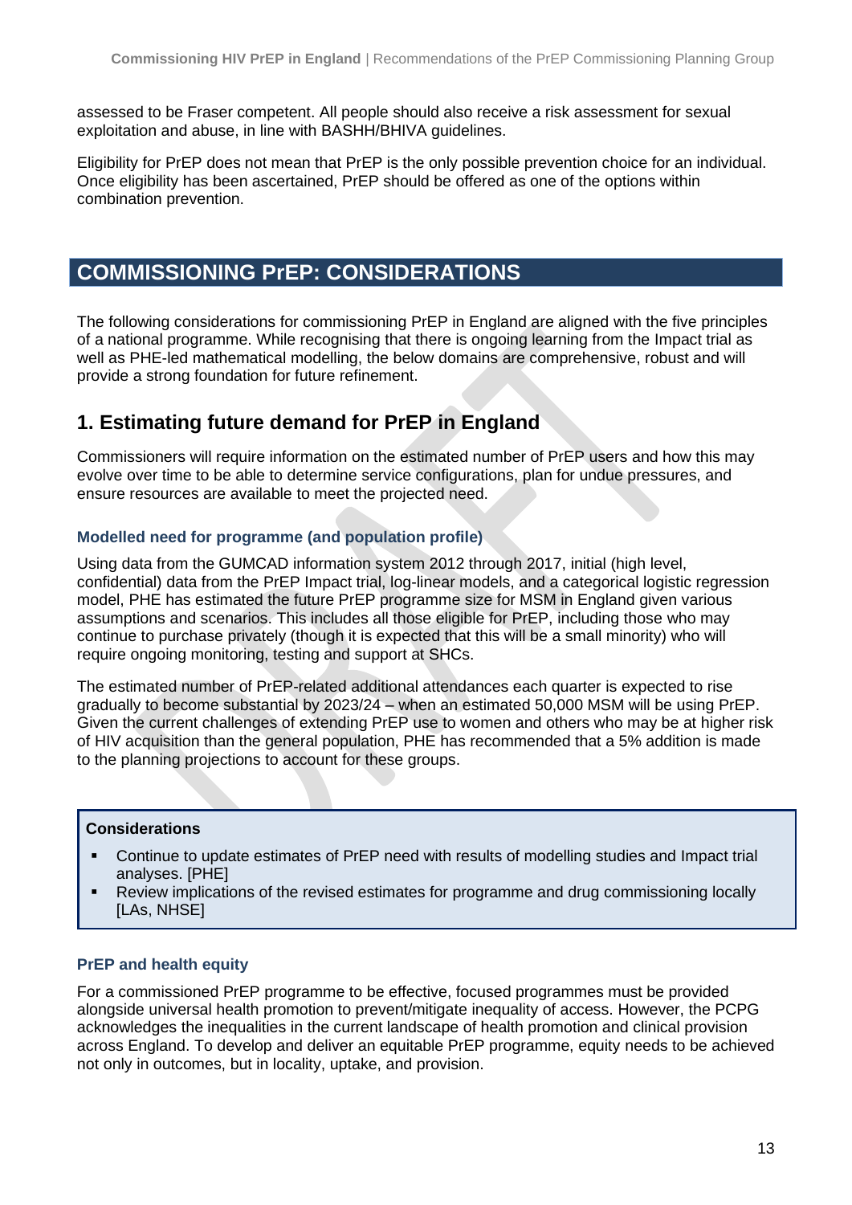assessed to be Fraser competent. All people should also receive a risk assessment for sexual exploitation and abuse, in line with BASHH/BHIVA guidelines.

Eligibility for PrEP does not mean that PrEP is the only possible prevention choice for an individual. Once eligibility has been ascertained, PrEP should be offered as one of the options within combination prevention.

# COMMISSIONING PrEP: CONSIDERATIONS

The following considerations for commissioning PrEP in England are aligned with the five principles of a national programme. While recognising that there is ongoing learning from the Impact trial as well as PHE-led mathematical modelling, the below domains are comprehensive, robust and will provide a strong foundation for future refinement.

## 1. Estimating future demand for PrEP in England

Commissioners will require information on the estimated number of PrEP users and how this may evolve over time to be able to determine service configurations, plan for undue pressures, and ensure resources are available to meet the projected need.

### Modelled need for programme (and population profile)

Using data from the GUMCAD information system 2012 through 2017, initial (high level, confidential) data from the PrEP Impact trial, log-linear models, and a categorical logistic regression model, PHE has estimated the future PrEP programme size for MSM in England given various assumptions and scenarios. This includes all those eligible for PrEP, including those who may continue to purchase privately (though it is expected that this will be a small minority) who will require ongoing monitoring, testing and support at SHCs.

The estimated number of PrEP-related additional attendances each quarter is expected to rise gradually to become substantial by 2023/24 – when an estimated 50,000 MSM will be using PrEP. Given the current challenges of extending PrEP use to women and others who may be at higher risk of HIV acquisition than the general population, PHE has recommended that a 5% addition is made to the planning projections to account for these groups.

**Considerations**

- Continue to update estimates of PrEP need with results of modelling studies and Impact trial analyses. [PHE]
- Review implications of the revised estimates for programme and drug commissioning locally [LAs, NHSE]

### PrEP and health equity

For a commissioned PrEP programme to be effective, focused programmes must be provided alongside universal health promotion to prevent/mitigate inequality of access. However, the PCPG acknowledges the inequalities in the current landscape of health promotion and clinical provision across England. To develop and deliver an equitable PrEP programme, equity needs to be achieved not only in outcomes, but in locality, uptake, and provision.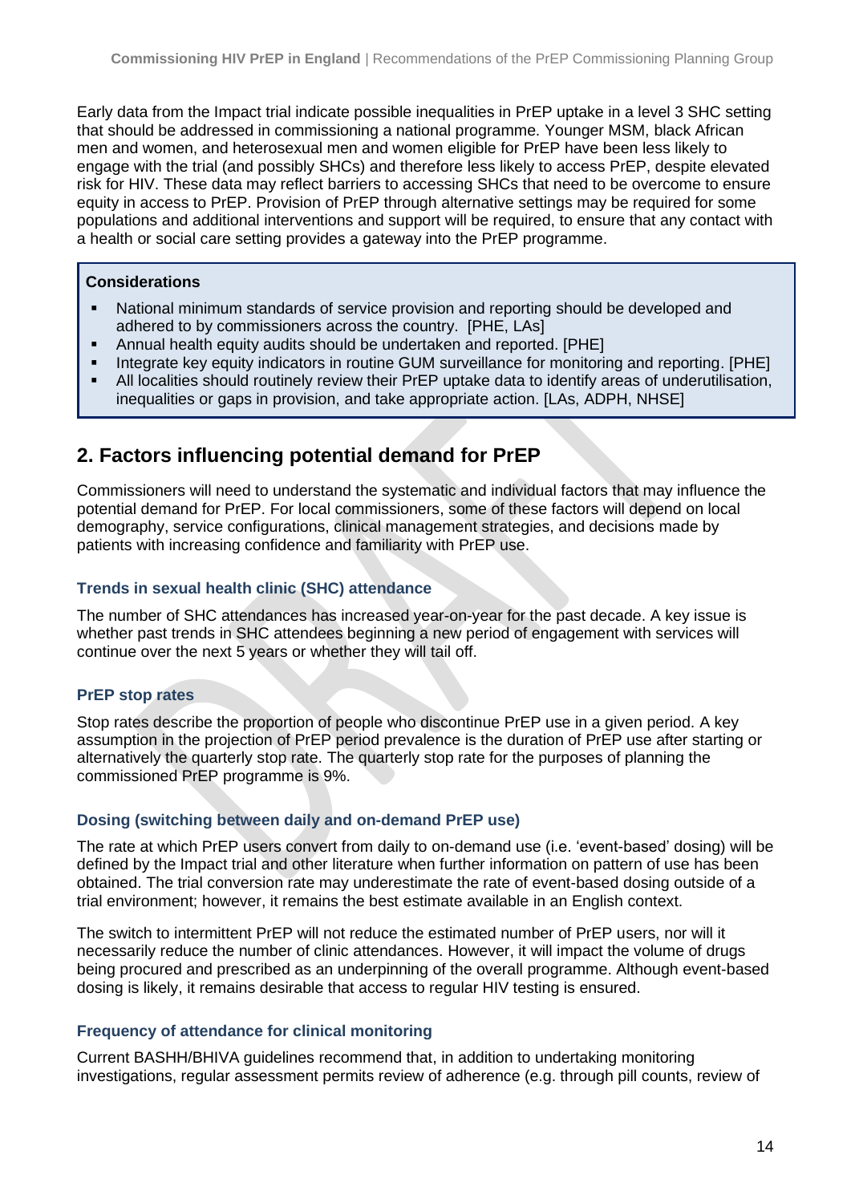Early data from the Impact trial indicate possible inequalities in PrEP uptake in a level 3 SHC setting that should be addressed in commissioning a national programme. Younger MSM, black African men and women, and heterosexual men and women eligible for PrEP have been less likely to engage with the trial (and possibly SHCs) and therefore less likely to access PrEP, despite elevated risk for HIV. These data may reflect barriers to accessing SHCs that need to be overcome to ensure equity in access to PrEP. Provision of PrEP through alternative settings may be required for some populations and additional interventions and support will be required, to ensure that any contact with a health or social care setting provides a gateway into the PrEP programme.

**Considerations**

- National minimum standards of service provision and reporting should be developed and adhered to by commissioners across the country. [PHE, LAs]
- Annual health equity audits should be undertaken and reported. [PHE]
- Integrate key equity indicators in routine GUM surveillance for monitoring and reporting. [PHE]
- All localities should routinely review their PrEP uptake data to identify areas of underutilisation, inequalities or gaps in provision, and take appropriate action. [LAs, ADPH, NHSE]

## 2. Factors influencing potential demand for PrEP

Commissioners will need to understand the systematic and individual factors that may influence the potential demand for PrEP. For local commissioners, some of these factors will depend on local demography, service configurations, clinical management strategies, and decisions made by patients with increasing confidence and familiarity with PrEP use.

### Trends in sexual health clinic (SHC) attendance

The number of SHC attendances has increased year-on-year for the past decade. A key issue is whether past trends in SHC attendees beginning a new period of engagement with services will continue over the next 5 years or whether they will tail off.

### PrEP stop rates

Stop rates describe the proportion of people who discontinue PrEP use in a given period. A key assumption in the projection of PrEP period prevalence is the duration of PrEP use after starting or alternatively the quarterly stop rate. The quarterly stop rate for the purposes of planning the commissioned PrEP programme is 9%.

### Dosing (switching between daily and on-demand PrEP use)

The rate at which PrEP users convert from daily to on-demand use (i.e. 'event-based' dosing) will be defined by the Impact trial and other literature when further information on pattern of use has been obtained. The trial conversion rate may underestimate the rate of event-based dosing outside of a trial environment; however, it remains the best estimate available in an English context.

The switch to intermittent PrEP will not reduce the estimated number of PrEP users, nor will it necessarily reduce the number of clinic attendances. However, it will impact the volume of drugs being procured and prescribed as an underpinning of the overall programme. Although event-based dosing is likely, it remains desirable that access to regular HIV testing is ensured.

### Frequency of attendance for clinical monitoring

Current BASHH/BHIVA guidelines recommend that, in addition to undertaking monitoring investigations, regular assessment permits review of adherence (e.g. through pill counts, review of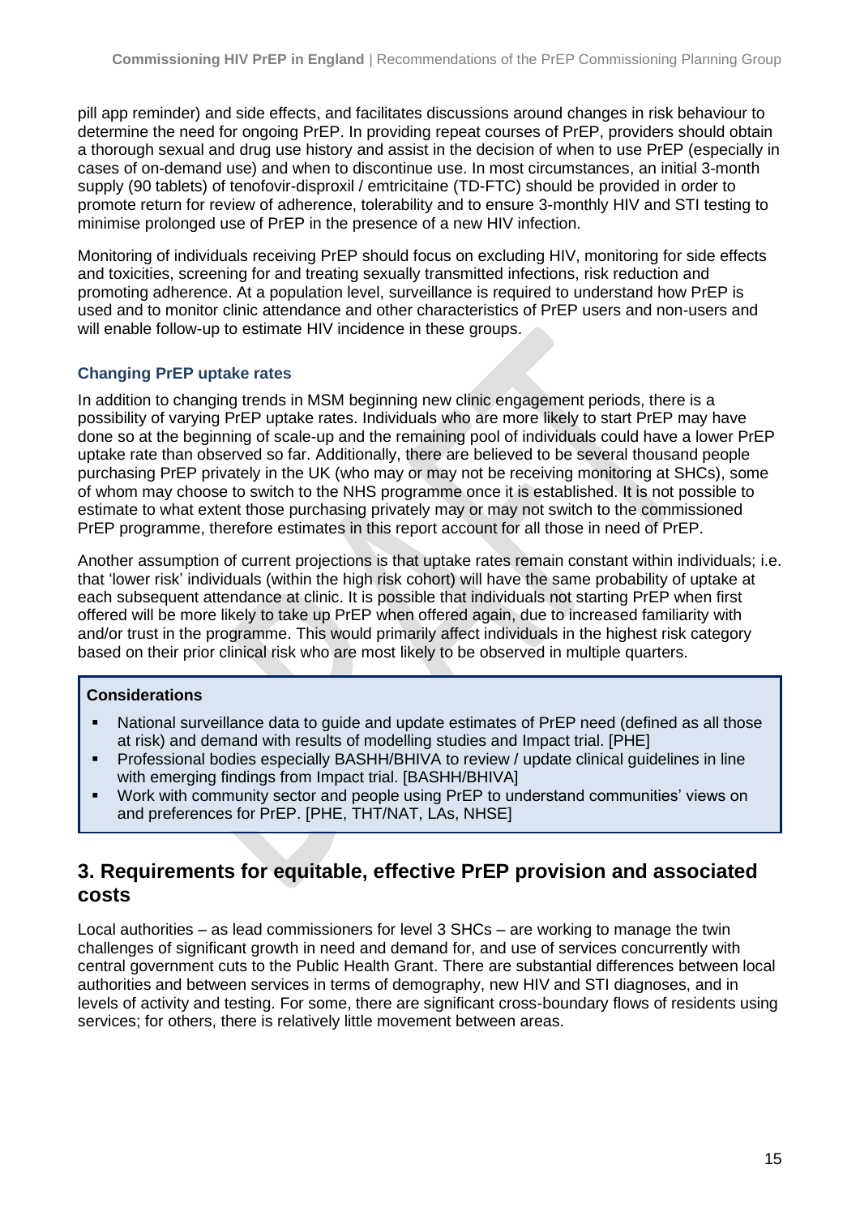pill app reminder) and side effects, and facilitates discussions around changes in risk behaviour to determine the need for ongoing PrEP. In providing repeat courses of PrEP, providers should obtain a thorough sexual and drug use history and assist in the decision of when to use PrEP (especially in cases of on-demand use) and when to discontinue use. In most circumstances, an initial 3-month supply (90 tablets) of tenofovir-disproxil / emtricitaine (TD-FTC) should be provided in order to promote return for review of adherence, tolerability and to ensure 3-monthly HIV and STI testing to minimise prolonged use of PrEP in the presence of a new HIV infection.

Monitoring of individuals receiving PrEP should focus on excluding HIV, monitoring for side effects and toxicities, screening for and treating sexually transmitted infections, risk reduction and promoting adherence. At a population level, surveillance is required to understand how PrEP is used and to monitor clinic attendance and other characteristics of PrEP users and non-users and will enable follow-up to estimate HIV incidence in these groups.

### Changing PrEP uptake rates

In addition to changing trends in MSM beginning new clinic engagement periods, there is a possibility of varying PrEP uptake rates. Individuals who are more likely to start PrEP may have done so at the beginning of scale-up and the remaining pool of individuals could have a lower PrEP uptake rate than observed so far. Additionally, there are believed to be several thousand people purchasing PrEP privately in the UK (who may or may not be receiving monitoring at SHCs), some of whom may choose to switch to the NHS programme once it is established. It is not possible to estimate to what extent those purchasing privately may or may not switch to the commissioned PrEP programme, therefore estimates in this report account for all those in need of PrEP.

Another assumption of current projections is that uptake rates remain constant within individuals; i.e. that 'lower risk' individuals (within the high risk cohort) will have the same probability of uptake at each subsequent attendance at clinic. It is possible that individuals not starting PrEP when first offered will be more likely to take up PrEP when offered again, due to increased familiarity with and/or trust in the programme. This would primarily affect individuals in the highest risk category based on their prior clinical risk who are most likely to be observed in multiple quarters.

**Considerations**

- National surveillance data to guide and update estimates of PrEP need (defined as all those at risk) and demand with results of modelling studies and Impact trial. [PHE]
- Professional bodies especially BASHH/BHIVA to review / update clinical guidelines in line with emerging findings from Impact trial. [BASHH/BHIVA]
- Work with community sector and people using PrEP to understand communities' views on and preferences for PrEP. [PHE, THT/NAT, LAs, NHSE]

## 3. Requirements for equitable, effective PrEP provision and associated costs

Local authorities – as lead commissioners for level 3 SHCs – are working to manage the twin challenges of significant growth in need and demand for, and use of services concurrently with central government cuts to the Public Health Grant. There are substantial differences between local authorities and between services in terms of demography, new HIV and STI diagnoses, and in levels of activity and testing. For some, there are significant cross-boundary flows of residents using services; for others, there is relatively little movement between areas.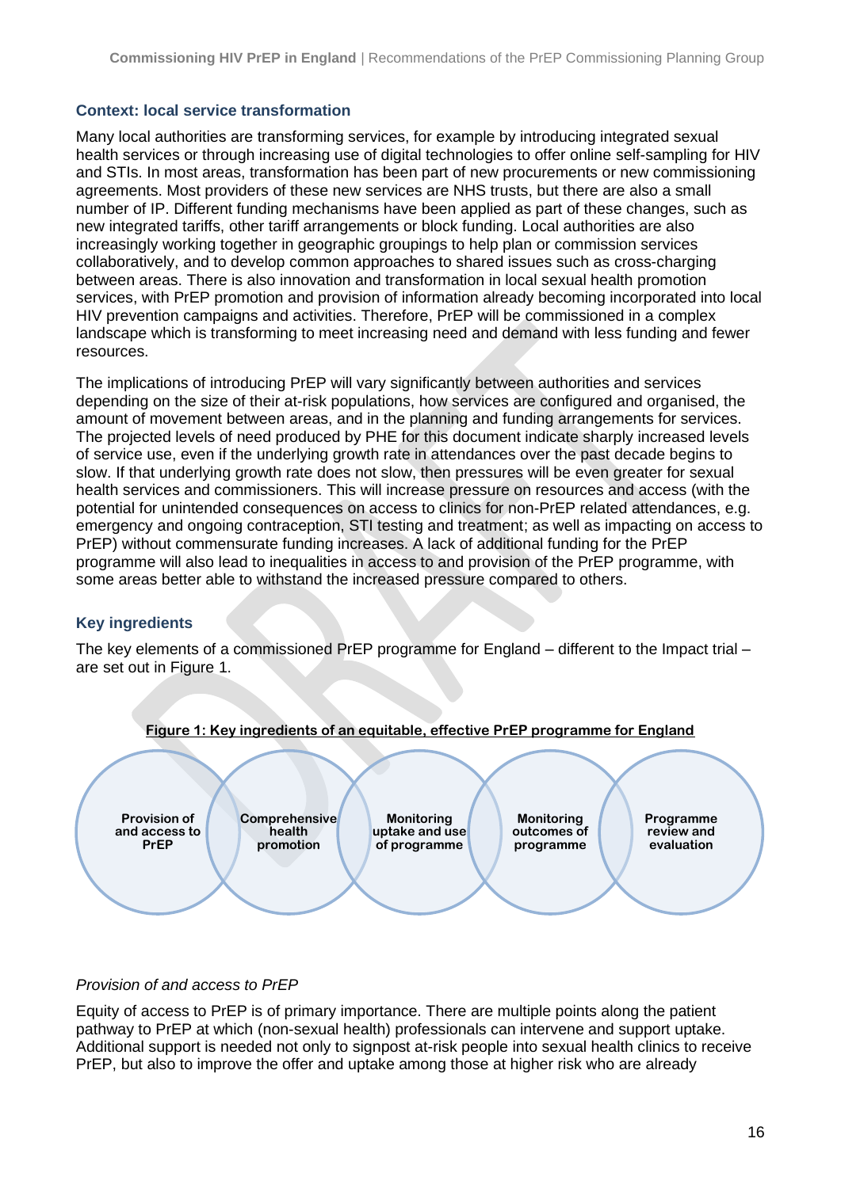### Context: local service transformation

Many local authorities are transforming services, for example by introducing integrated sexual health services or through increasing use of digital technologies to offer online self-sampling for HIV and STIs. In most areas, transformation has been part of new procurements or new commissioning agreements. Most providers of these new services are NHS trusts, but there are also a small number of IP. Different funding mechanisms have been applied as part of these changes, such as new integrated tariffs, other tariff arrangements or block funding. Local authorities are also increasingly working together in geographic groupings to help plan or commission services collaboratively, and to develop common approaches to shared issues such as cross-charging between areas. There is also innovation and transformation in local sexual health promotion services, with PrEP promotion and provision of information already becoming incorporated into local HIV prevention campaigns and activities. Therefore, PrEP will be commissioned in a complex landscape which is transforming to meet increasing need and demand with less funding and fewer resources.

The implications of introducing PrEP will vary significantly between authorities and services depending on the size of their at-risk populations, how services are configured and organised, the amount of movement between areas, and in the planning and funding arrangements for services. The projected levels of need produced by PHE for this document indicate sharply increased levels of service use, even if the underlying growth rate in attendances over the past decade begins to slow. If that underlying growth rate does not slow, then pressures will be even greater for sexual health services and commissioners. This will increase pressure on resources and access (with the potential for unintended consequences on access to clinics for non-PrEP related attendances, e.g. emergency and ongoing contraception, STI testing and treatment; as well as impacting on access to PrEP) without commensurate funding increases. A lack of additional funding for the PrEP programme will also lead to inequalities in access to and provision of the PrEP programme, with some areas better able to withstand the increased pressure compared to others.

### Key ingredients

The key elements of a commissioned PrEP programme for England – different to the Impact trial – are set out in Figure 1.

**Figure 1: Key ingredients of an equitable, effective PrEP programme for England**

- Provision of and access to PrEP
- Comprehensive health promotion
- Monitoring uptake and use of programme
- Monitoring outcomes of programme
- Programme review and evaluation

*Provision of and access to PrEP*

Equity of access to PrEP is of primary importance. There are multiple points along the patient pathway to PrEP at which (non-sexual health) professionals can intervene and support uptake. Additional support is needed not only to signpost at-risk people into sexual health clinics to receive PrEP, but also to improve the offer and uptake among those at higher risk who are already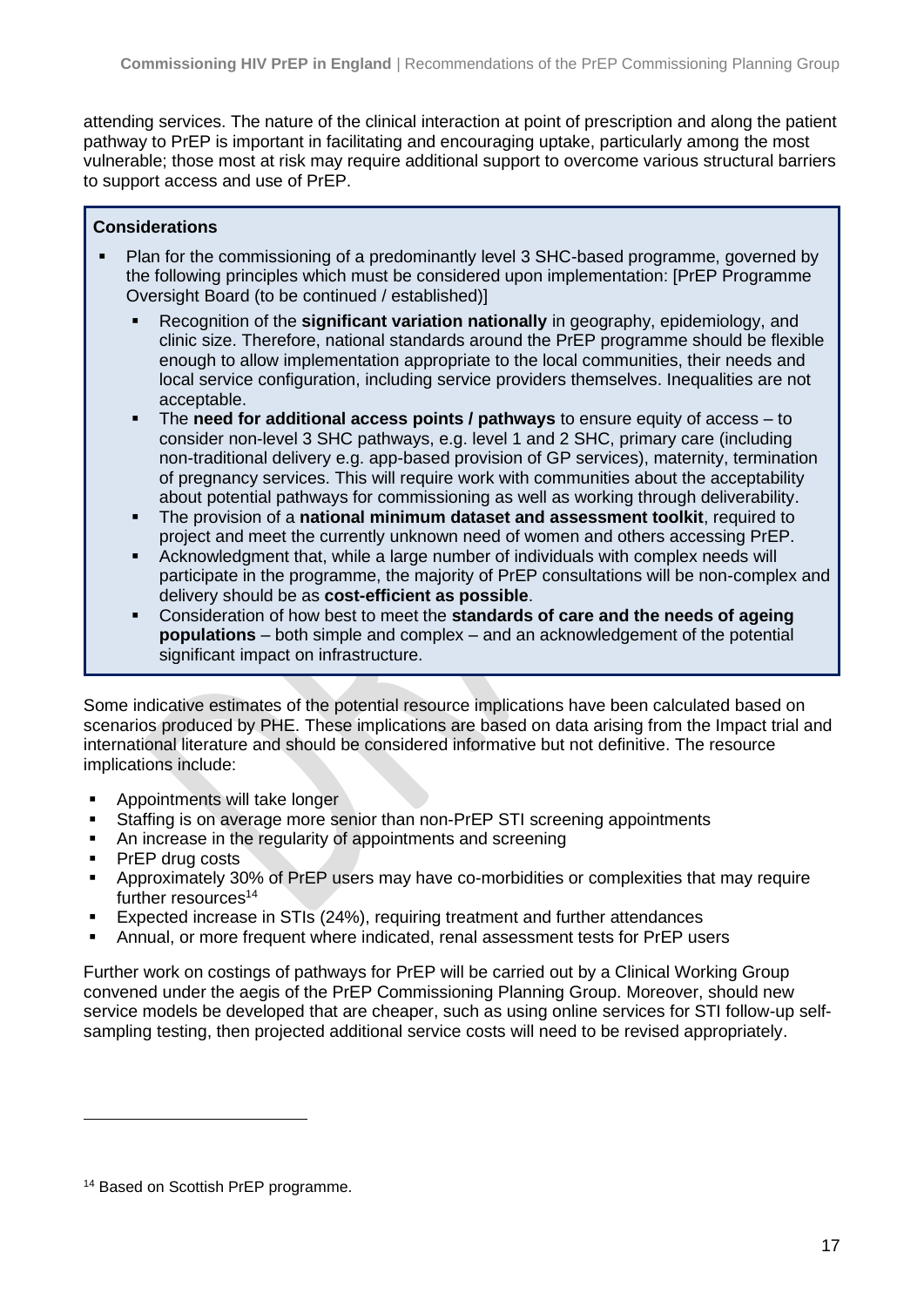attending services. The nature of the clinical interaction at point of prescription and along the patient pathway to PrEP is important in facilitating and encouraging uptake, particularly among the most vulnerable; those most at risk may require additional support to overcome various structural barriers to support access and use of PrEP.

**Considerations**

- Plan for the commissioning of a predominantly level 3 SHC-based programme, governed by the following principles which must be considered upon implementation: [PrEP Programme Oversight Board (to be continued / established)]
  - Recognition of the **significant variation nationally** in geography, epidemiology, and clinic size. Therefore, national standards around the PrEP programme should be flexible enough to allow implementation appropriate to the local communities, their needs and local service configuration, including service providers themselves. Inequalities are not acceptable.
  - The **need for additional access points / pathways** to ensure equity of access – to consider non-level 3 SHC pathways, e.g. level 1 and 2 SHC, primary care (including non-traditional delivery e.g. app-based provision of GP services), maternity, termination of pregnancy services. This will require work with communities about the acceptability about potential pathways for commissioning as well as working through deliverability.
  - The provision of a **national minimum dataset and assessment toolkit**, required to project and meet the currently unknown need of women and others accessing PrEP.
  - Acknowledgment that, while a large number of individuals with complex needs will participate in the programme, the majority of PrEP consultations will be non-complex and delivery should be as **cost-efficient as possible**.
  - Consideration of how best to meet the **standards of care and the needs of ageing populations** – both simple and complex – and an acknowledgement of the potential significant impact on infrastructure.

Some indicative estimates of the potential resource implications have been calculated based on scenarios produced by PHE. These implications are based on data arising from the Impact trial and international literature and should be considered informative but not definitive. The resource implications include:

- Appointments will take longer
- Staffing is on average more senior than non-PrEP STI screening appointments
- An increase in the regularity of appointments and screening
- PrEP drug costs
- Approximately 30% of PrEP users may have co-morbidities or complexities that may require further resources[14]
- Expected increase in STIs (24%), requiring treatment and further attendances
- Annual, or more frequent where indicated, renal assessment tests for PrEP users

Further work on costings of pathways for PrEP will be carried out by a Clinical Working Group convened under the aegis of the PrEP Commissioning Planning Group. Moreover, should new service models be developed that are cheaper, such as using online services for STI follow-up self-sampling testing, then projected additional service costs will need to be revised appropriately.

[14] Based on Scottish PrEP programme.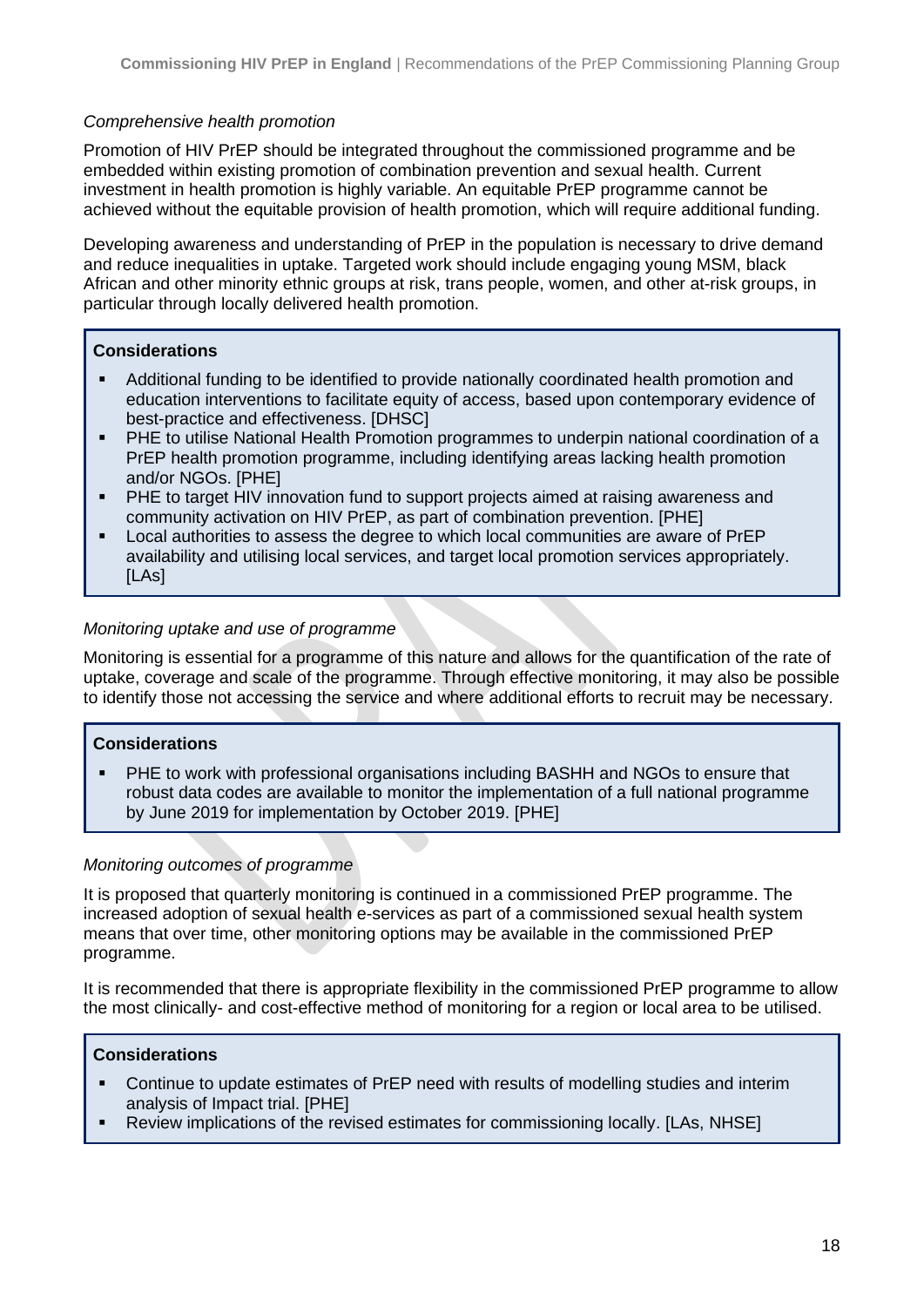*Comprehensive health promotion*

Promotion of HIV PrEP should be integrated throughout the commissioned programme and be embedded within existing promotion of combination prevention and sexual health. Current investment in health promotion is highly variable. An equitable PrEP programme cannot be achieved without the equitable provision of health promotion, which will require additional funding.

Developing awareness and understanding of PrEP in the population is necessary to drive demand and reduce inequalities in uptake. Targeted work should include engaging young MSM, black African and other minority ethnic groups at risk, trans people, women, and other at-risk groups, in particular through locally delivered health promotion.

**Considerations**

- Additional funding to be identified to provide nationally coordinated health promotion and education interventions to facilitate equity of access, based upon contemporary evidence of best-practice and effectiveness. [DHSC]
- PHE to utilise National Health Promotion programmes to underpin national coordination of a PrEP health promotion programme, including identifying areas lacking health promotion and/or NGOs. [PHE]
- PHE to target HIV innovation fund to support projects aimed at raising awareness and community activation on HIV PrEP, as part of combination prevention. [PHE]
- Local authorities to assess the degree to which local communities are aware of PrEP availability and utilising local services, and target local promotion services appropriately. [LAs]

*Monitoring uptake and use of programme*

Monitoring is essential for a programme of this nature and allows for the quantification of the rate of uptake, coverage and scale of the programme. Through effective monitoring, it may also be possible to identify those not accessing the service and where additional efforts to recruit may be necessary.

**Considerations**

- PHE to work with professional organisations including BASHH and NGOs to ensure that robust data codes are available to monitor the implementation of a full national programme by June 2019 for implementation by October 2019. [PHE]

*Monitoring outcomes of programme*

It is proposed that quarterly monitoring is continued in a commissioned PrEP programme. The increased adoption of sexual health e-services as part of a commissioned sexual health system means that over time, other monitoring options may be available in the commissioned PrEP programme.

It is recommended that there is appropriate flexibility in the commissioned PrEP programme to allow the most clinically- and cost-effective method of monitoring for a region or local area to be utilised.

**Considerations**

- Continue to update estimates of PrEP need with results of modelling studies and interim analysis of Impact trial. [PHE]
- Review implications of the revised estimates for commissioning locally. [LAs, NHSE]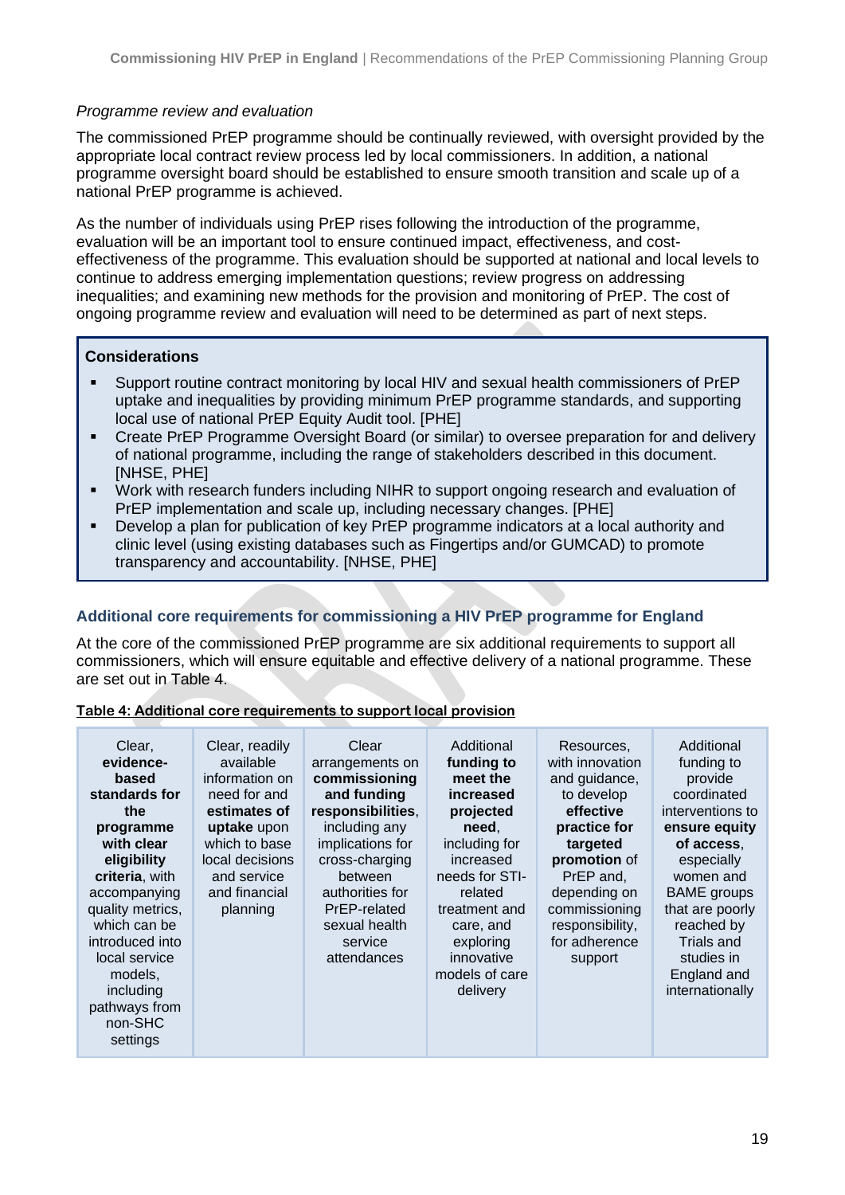*Programme review and evaluation*

The commissioned PrEP programme should be continually reviewed, with oversight provided by the appropriate local contract review process led by local commissioners. In addition, a national programme oversight board should be established to ensure smooth transition and scale up of a national PrEP programme is achieved.

As the number of individuals using PrEP rises following the introduction of the programme, evaluation will be an important tool to ensure continued impact, effectiveness, and cost-effectiveness of the programme. This evaluation should be supported at national and local levels to continue to address emerging implementation questions; review progress on addressing inequalities; and examining new methods for the provision and monitoring of PrEP. The cost of ongoing programme review and evaluation will need to be determined as part of next steps.

**Considerations**

- Support routine contract monitoring by local HIV and sexual health commissioners of PrEP uptake and inequalities by providing minimum PrEP programme standards, and supporting local use of national PrEP Equity Audit tool. [PHE]
- Create PrEP Programme Oversight Board (or similar) to oversee preparation for and delivery of national programme, including the range of stakeholders described in this document. [NHSE, PHE]
- Work with research funders including NIHR to support ongoing research and evaluation of PrEP implementation and scale up, including necessary changes. [PHE]
- Develop a plan for publication of key PrEP programme indicators at a local authority and clinic level (using existing databases such as Fingertips and/or GUMCAD) to promote transparency and accountability. [NHSE, PHE]

### Additional core requirements for commissioning a HIV PrEP programme for England

At the core of the commissioned PrEP programme are six additional requirements to support all commissioners, which will ensure equitable and effective delivery of a national programme. These are set out in Table 4.

**Table 4: Additional core requirements to support local provision**

| Clear, **evidence-based standards for the programme with clear eligibility criteria**, with accompanying quality metrics, which can be introduced into local service models, including pathways from non-SHC settings | Clear, readily available information on need for and **estimates of uptake** upon which to base local decisions and service and financial planning | Clear arrangements on **commissioning and funding responsibilities**, including any implications for cross-charging between authorities for PrEP-related sexual health service attendances | Additional **funding to meet the increased projected need**, including for increased needs for STI-related treatment and care, and exploring innovative models of care delivery | Resources, with innovation and guidance, to develop **effective practice for targeted promotion** of PrEP and, depending on commissioning responsibility, for adherence support | Additional funding to provide coordinated interventions to **ensure equity of access**, especially women and BAME groups that are poorly reached by Trials and studies in England and internationally |
|---|---|---|---|---|---|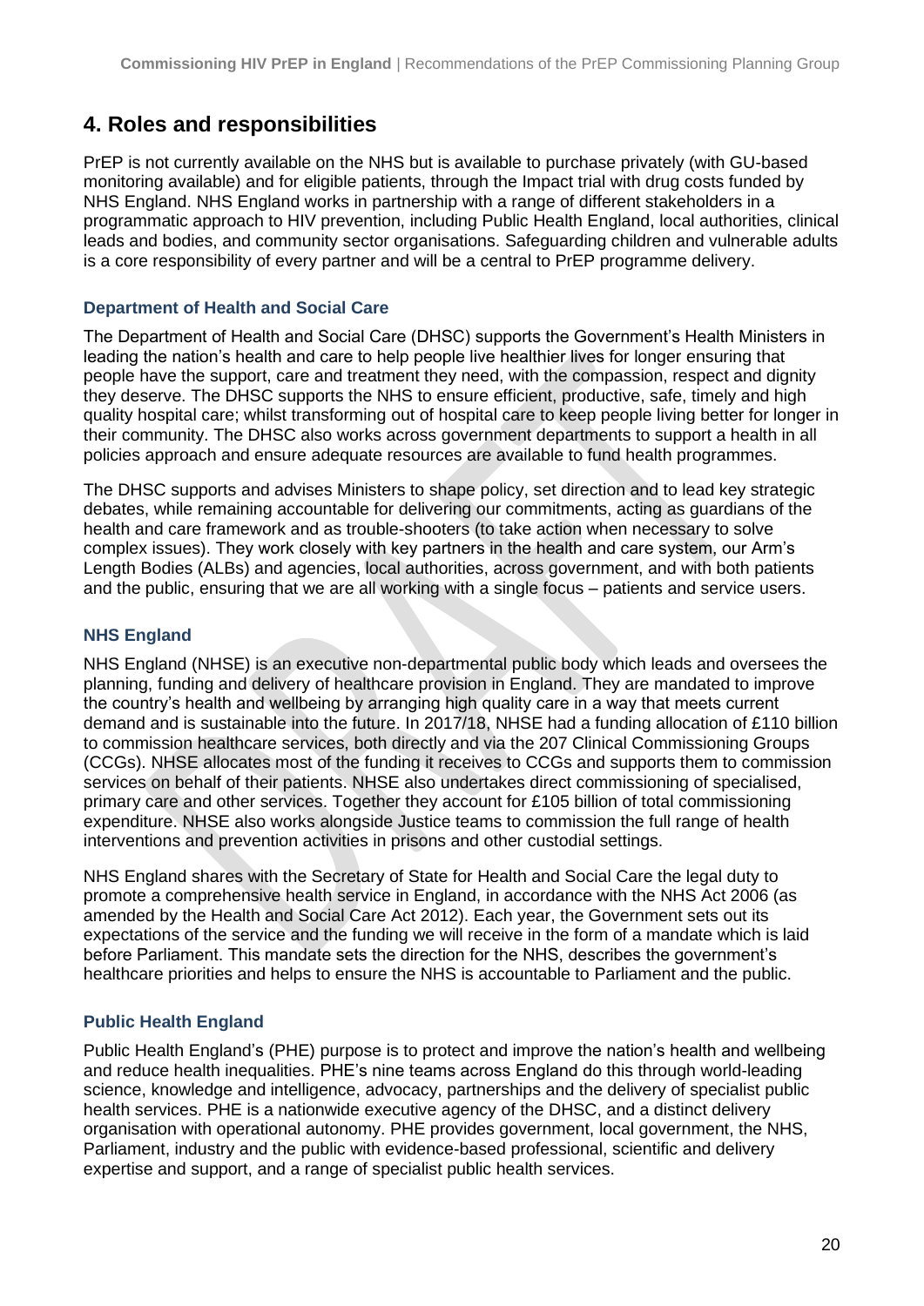## 4. Roles and responsibilities

PrEP is not currently available on the NHS but is available to purchase privately (with GU-based monitoring available) and for eligible patients, through the Impact trial with drug costs funded by NHS England. NHS England works in partnership with a range of different stakeholders in a programmatic approach to HIV prevention, including Public Health England, local authorities, clinical leads and bodies, and community sector organisations. Safeguarding children and vulnerable adults is a core responsibility of every partner and will be a central to PrEP programme delivery.

### Department of Health and Social Care

The Department of Health and Social Care (DHSC) supports the Government's Health Ministers in leading the nation's health and care to help people live healthier lives for longer ensuring that people have the support, care and treatment they need, with the compassion, respect and dignity they deserve. The DHSC supports the NHS to ensure efficient, productive, safe, timely and high quality hospital care; whilst transforming out of hospital care to keep people living better for longer in their community. The DHSC also works across government departments to support a health in all policies approach and ensure adequate resources are available to fund health programmes.

The DHSC supports and advises Ministers to shape policy, set direction and to lead key strategic debates, while remaining accountable for delivering our commitments, acting as guardians of the health and care framework and as trouble-shooters (to take action when necessary to solve complex issues). They work closely with key partners in the health and care system, our Arm's Length Bodies (ALBs) and agencies, local authorities, across government, and with both patients and the public, ensuring that we are all working with a single focus – patients and service users.

### NHS England

NHS England (NHSE) is an executive non-departmental public body which leads and oversees the planning, funding and delivery of healthcare provision in England. They are mandated to improve the country's health and wellbeing by arranging high quality care in a way that meets current demand and is sustainable into the future. In 2017/18, NHSE had a funding allocation of £110 billion to commission healthcare services, both directly and via the 207 Clinical Commissioning Groups (CCGs). NHSE allocates most of the funding it receives to CCGs and supports them to commission services on behalf of their patients. NHSE also undertakes direct commissioning of specialised, primary care and other services. Together they account for £105 billion of total commissioning expenditure. NHSE also works alongside Justice teams to commission the full range of health interventions and prevention activities in prisons and other custodial settings.

NHS England shares with the Secretary of State for Health and Social Care the legal duty to promote a comprehensive health service in England, in accordance with the NHS Act 2006 (as amended by the Health and Social Care Act 2012). Each year, the Government sets out its expectations of the service and the funding we will receive in the form of a mandate which is laid before Parliament. This mandate sets the direction for the NHS, describes the government's healthcare priorities and helps to ensure the NHS is accountable to Parliament and the public.

### Public Health England

Public Health England's (PHE) purpose is to protect and improve the nation's health and wellbeing and reduce health inequalities. PHE's nine teams across England do this through world-leading science, knowledge and intelligence, advocacy, partnerships and the delivery of specialist public health services. PHE is a nationwide executive agency of the DHSC, and a distinct delivery organisation with operational autonomy. PHE provides government, local government, the NHS, Parliament, industry and the public with evidence-based professional, scientific and delivery expertise and support, and a range of specialist public health services.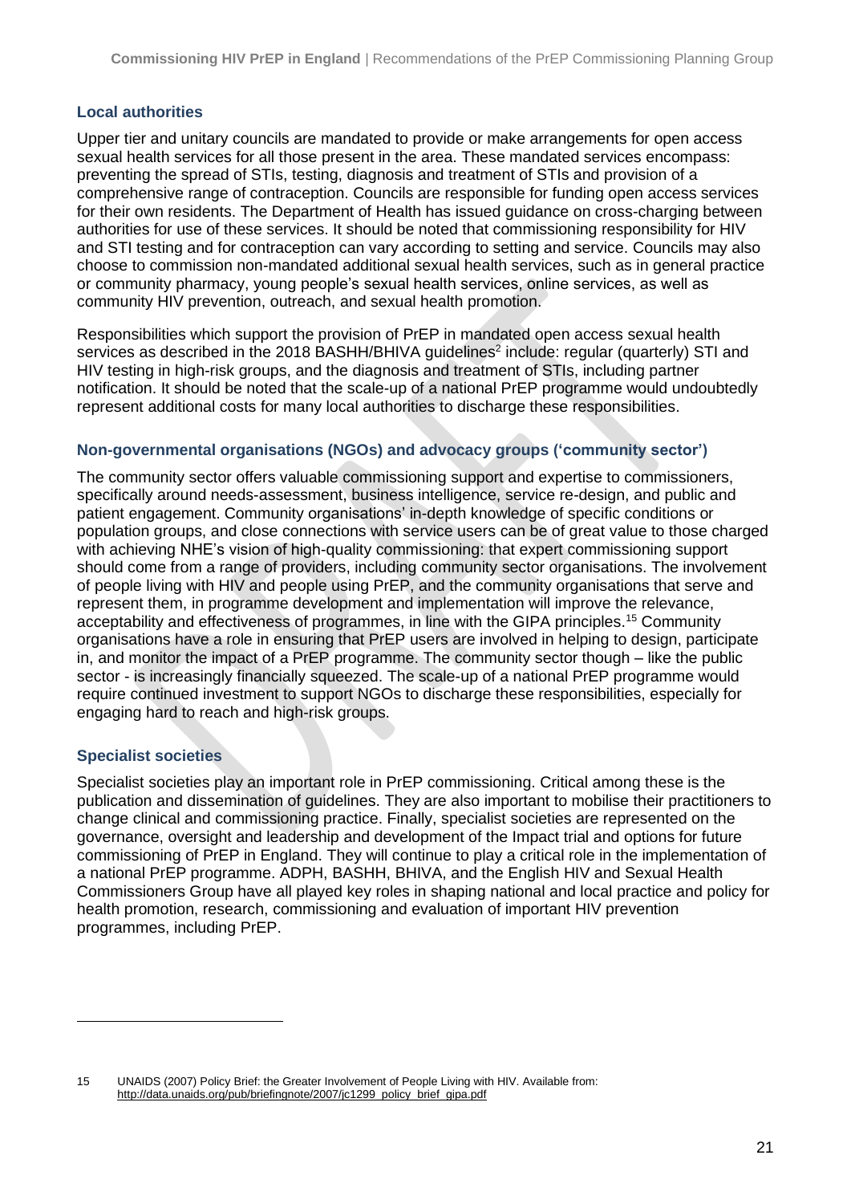### Local authorities

Upper tier and unitary councils are mandated to provide or make arrangements for open access sexual health services for all those present in the area. These mandated services encompass: preventing the spread of STIs, testing, diagnosis and treatment of STIs and provision of a comprehensive range of contraception. Councils are responsible for funding open access services for their own residents. The Department of Health has issued guidance on cross-charging between authorities for use of these services. It should be noted that commissioning responsibility for HIV and STI testing and for contraception can vary according to setting and service. Councils may also choose to commission non-mandated additional sexual health services, such as in general practice or community pharmacy, young people's sexual health services, online services, as well as community HIV prevention, outreach, and sexual health promotion.

Responsibilities which support the provision of PrEP in mandated open access sexual health services as described in the 2018 BASHH/BHIVA guidelines[2] include: regular (quarterly) STI and HIV testing in high-risk groups, and the diagnosis and treatment of STIs, including partner notification. It should be noted that the scale-up of a national PrEP programme would undoubtedly represent additional costs for many local authorities to discharge these responsibilities.

### Non-governmental organisations (NGOs) and advocacy groups ('community sector')

The community sector offers valuable commissioning support and expertise to commissioners, specifically around needs-assessment, business intelligence, service re-design, and public and patient engagement. Community organisations' in-depth knowledge of specific conditions or population groups, and close connections with service users can be of great value to those charged with achieving NHE's vision of high-quality commissioning: that expert commissioning support should come from a range of providers, including community sector organisations. The involvement of people living with HIV and people using PrEP, and the community organisations that serve and represent them, in programme development and implementation will improve the relevance, acceptability and effectiveness of programmes, in line with the GIPA principles.[15] Community organisations have a role in ensuring that PrEP users are involved in helping to design, participate in, and monitor the impact of a PrEP programme. The community sector though – like the public sector - is increasingly financially squeezed. The scale-up of a national PrEP programme would require continued investment to support NGOs to discharge these responsibilities, especially for engaging hard to reach and high-risk groups.

### Specialist societies

Specialist societies play an important role in PrEP commissioning. Critical among these is the publication and dissemination of guidelines. They are also important to mobilise their practitioners to change clinical and commissioning practice. Finally, specialist societies are represented on the governance, oversight and leadership and development of the Impact trial and options for future commissioning of PrEP in England. They will continue to play a critical role in the implementation of a national PrEP programme. ADPH, BASHH, BHIVA, and the English HIV and Sexual Health Commissioners Group have all played key roles in shaping national and local practice and policy for health promotion, research, commissioning and evaluation of important HIV prevention programmes, including PrEP.

---

15 UNAIDS (2007) Policy Brief: the Greater Involvement of People Living with HIV. Available from: http://data.unaids.org/pub/briefingnote/2007/jc1299_policy_brief_gipa.pdf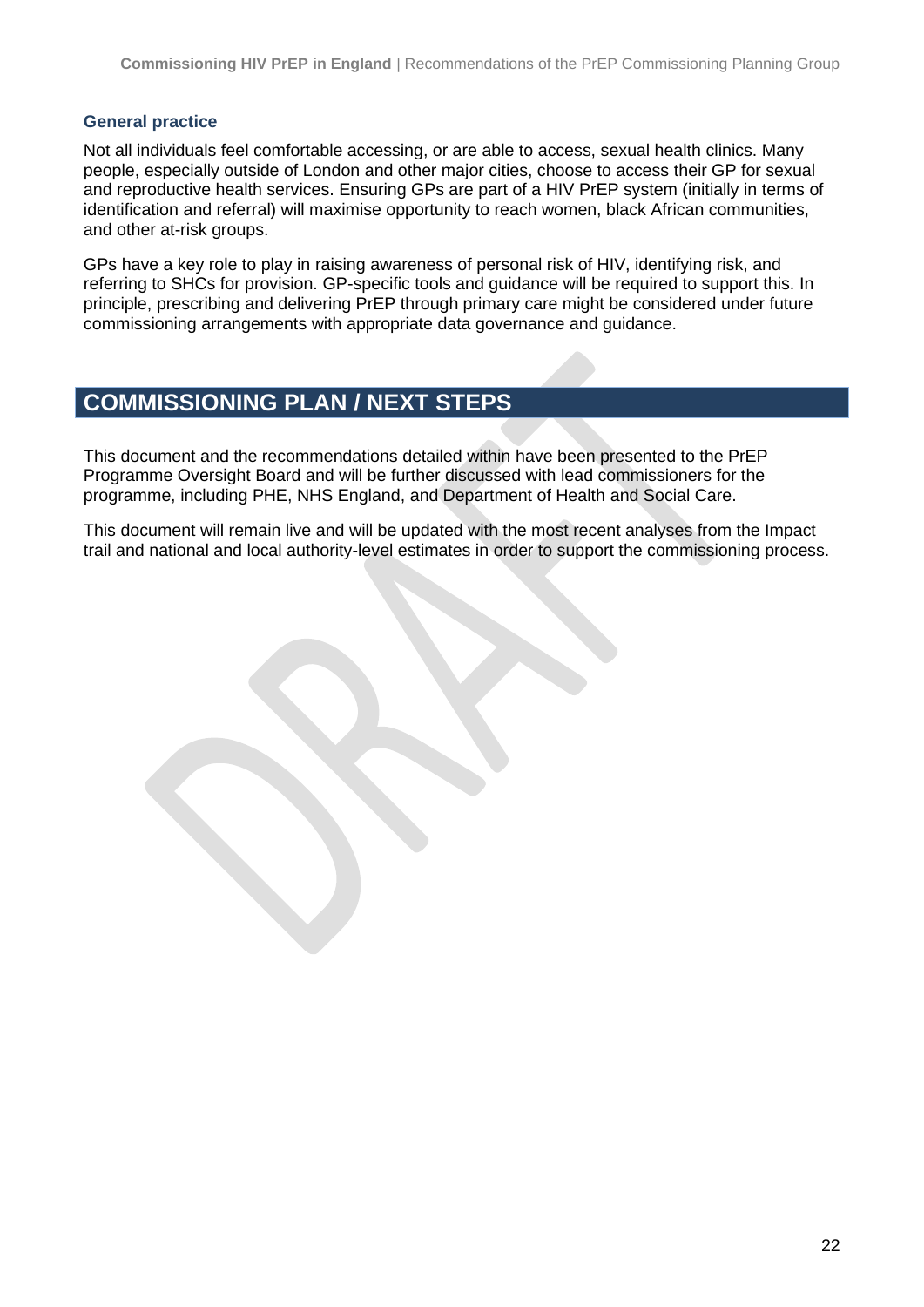### General practice

Not all individuals feel comfortable accessing, or are able to access, sexual health clinics. Many people, especially outside of London and other major cities, choose to access their GP for sexual and reproductive health services. Ensuring GPs are part of a HIV PrEP system (initially in terms of identification and referral) will maximise opportunity to reach women, black African communities, and other at-risk groups.

GPs have a key role to play in raising awareness of personal risk of HIV, identifying risk, and referring to SHCs for provision. GP-specific tools and guidance will be required to support this. In principle, prescribing and delivering PrEP through primary care might be considered under future commissioning arrangements with appropriate data governance and guidance.

## COMMISSIONING PLAN / NEXT STEPS

This document and the recommendations detailed within have been presented to the PrEP Programme Oversight Board and will be further discussed with lead commissioners for the programme, including PHE, NHS England, and Department of Health and Social Care.

This document will remain live and will be updated with the most recent analyses from the Impact trail and national and local authority-level estimates in order to support the commissioning process.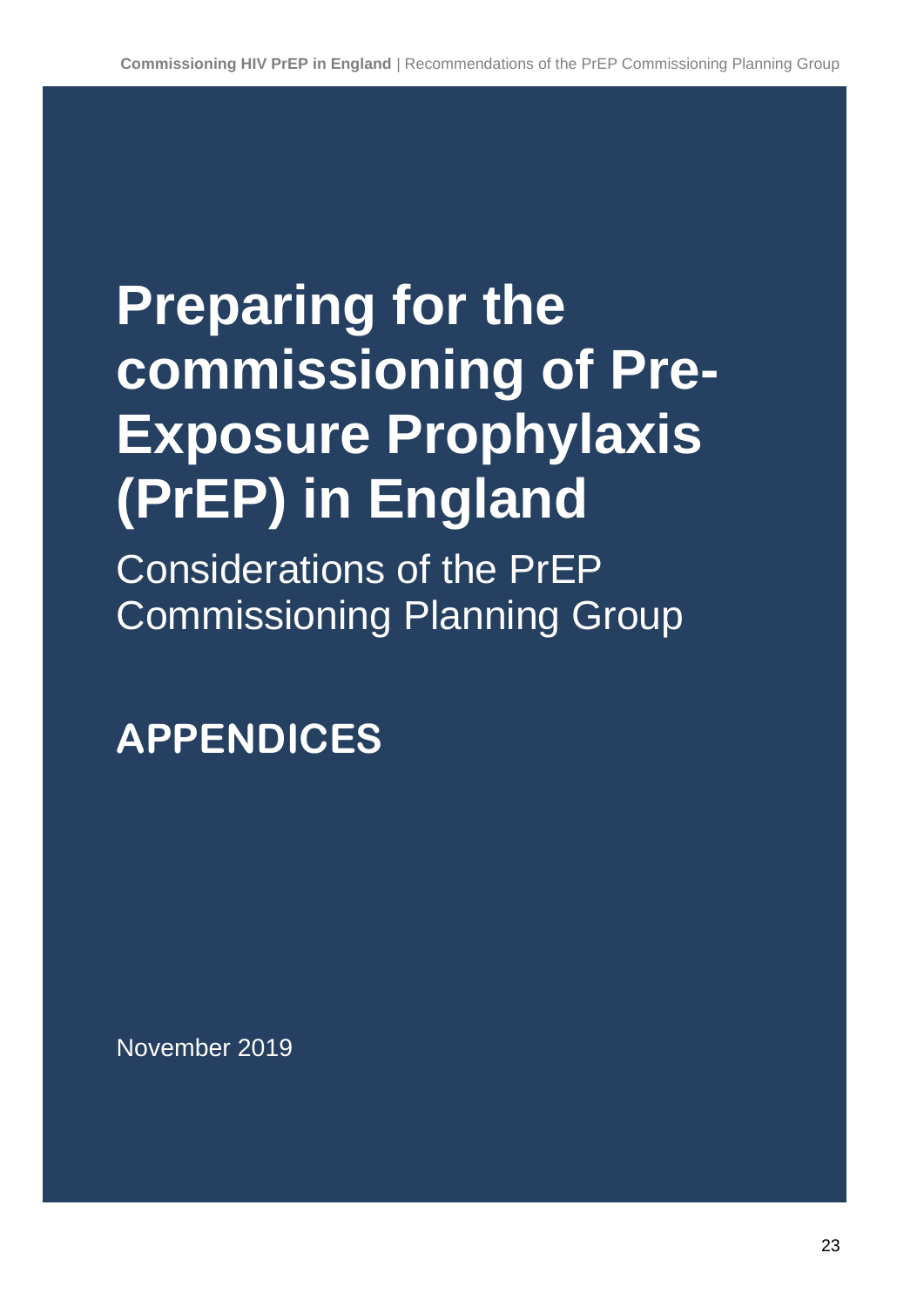# Preparing for the commissioning of Pre-Exposure Prophylaxis (PrEP) in England

Considerations of the PrEP Commissioning Planning Group

## APPENDICES

November 2019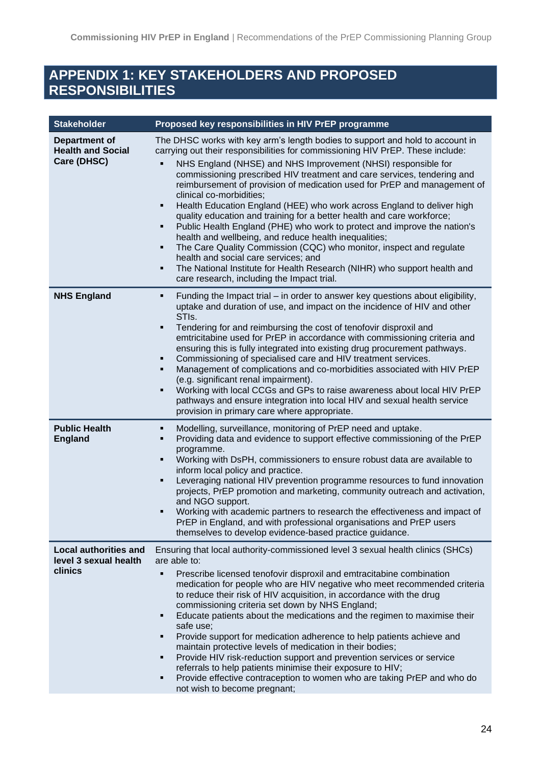# APPENDIX 1: KEY STAKEHOLDERS AND PROPOSED RESPONSIBILITIES

| Stakeholder | Proposed key responsibilities in HIV PrEP programme |
|---|---|
| **Department of Health and Social Care (DHSC)** | The DHSC works with key arm's length bodies to support and hold to account in carrying out their responsibilities for commissioning HIV PrEP. These include:<br>▪ NHS England (NHSE) and NHS Improvement (NHSI) responsible for commissioning prescribed HIV treatment and care services, tendering and reimbursement of provision of medication used for PrEP and management of clinical co-morbidities;<br>▪ Health Education England (HEE) who work across England to deliver high quality education and training for a better health and care workforce;<br>▪ Public Health England (PHE) who work to protect and improve the nation's health and wellbeing, and reduce health inequalities;<br>▪ The Care Quality Commission (CQC) who monitor, inspect and regulate health and social care services; and<br>▪ The National Institute for Health Research (NIHR) who support health and care research, including the Impact trial. |
| **NHS England** | ▪ Funding the Impact trial – in order to answer key questions about eligibility, uptake and duration of use, and impact on the incidence of HIV and other STIs.<br>▪ Tendering for and reimbursing the cost of tenofovir disproxil and emtricitabine used for PrEP in accordance with commissioning criteria and ensuring this is fully integrated into existing drug procurement pathways.<br>▪ Commissioning of specialised care and HIV treatment services.<br>▪ Management of complications and co-morbidities associated with HIV PrEP (e.g. significant renal impairment).<br>▪ Working with local CCGs and GPs to raise awareness about local HIV PrEP pathways and ensure integration into local HIV and sexual health service provision in primary care where appropriate. |
| **Public Health England** | ▪ Modelling, surveillance, monitoring of PrEP need and uptake.<br>▪ Providing data and evidence to support effective commissioning of the PrEP programme.<br>▪ Working with DsPH, commissioners to ensure robust data are available to inform local policy and practice.<br>▪ Leveraging national HIV prevention programme resources to fund innovation projects, PrEP promotion and marketing, community outreach and activation, and NGO support.<br>▪ Working with academic partners to research the effectiveness and impact of PrEP in England, and with professional organisations and PrEP users themselves to develop evidence-based practice guidance. |
| **Local authorities and level 3 sexual health clinics** | Ensuring that local authority-commissioned level 3 sexual health clinics (SHCs) are able to:<br>▪ Prescribe licensed tenofovir disproxil and emtracitabine combination medication for people who are HIV negative who meet recommended criteria to reduce their risk of HIV acquisition, in accordance with the drug commissioning criteria set down by NHS England;<br>▪ Educate patients about the medications and the regimen to maximise their safe use;<br>▪ Provide support for medication adherence to help patients achieve and maintain protective levels of medication in their bodies;<br>▪ Provide HIV risk-reduction support and prevention services or service referrals to help patients minimise their exposure to HIV;<br>▪ Provide effective contraception to women who are taking PrEP and who do not wish to become pregnant; |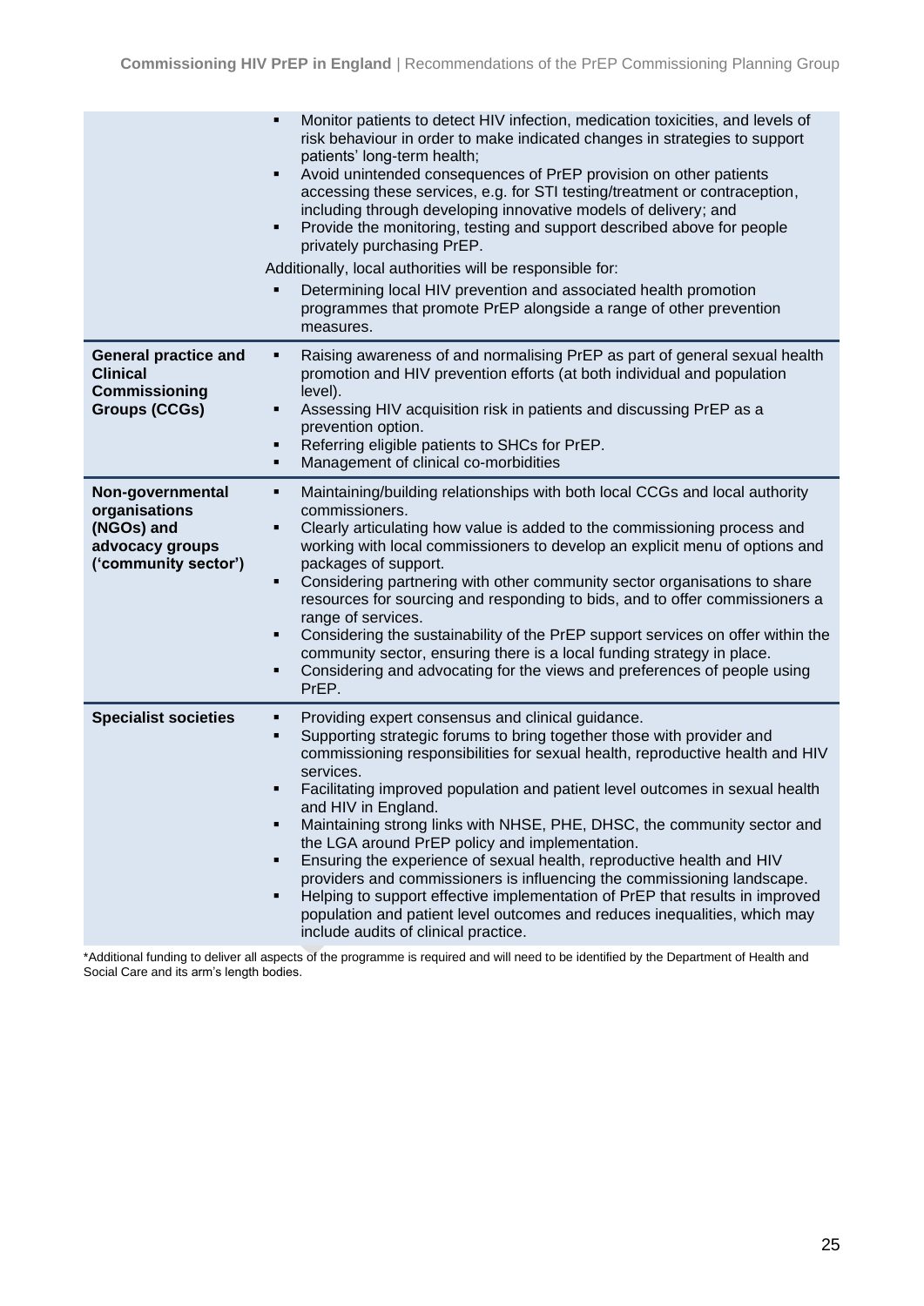| | |
|---|---|
| | ▪ Monitor patients to detect HIV infection, medication toxicities, and levels of risk behaviour in order to make indicated changes in strategies to support patients' long-term health;<br>▪ Avoid unintended consequences of PrEP provision on other patients accessing these services, e.g. for STI testing/treatment or contraception, including through developing innovative models of delivery; and<br>▪ Provide the monitoring, testing and support described above for people privately purchasing PrEP.<br><br>Additionally, local authorities will be responsible for:<br>▪ Determining local HIV prevention and associated health promotion programmes that promote PrEP alongside a range of other prevention measures. |
| **General practice and Clinical Commissioning Groups (CCGs)** | ▪ Raising awareness of and normalising PrEP as part of general sexual health promotion and HIV prevention efforts (at both individual and population level).<br>▪ Assessing HIV acquisition risk in patients and discussing PrEP as a prevention option.<br>▪ Referring eligible patients to SHCs for PrEP.<br>▪ Management of clinical co-morbidities |
| **Non-governmental organisations (NGOs) and advocacy groups ('community sector')** | ▪ Maintaining/building relationships with both local CCGs and local authority commissioners.<br>▪ Clearly articulating how value is added to the commissioning process and working with local commissioners to develop an explicit menu of options and packages of support.<br>▪ Considering partnering with other community sector organisations to share resources for sourcing and responding to bids, and to offer commissioners a range of services.<br>▪ Considering the sustainability of the PrEP support services on offer within the community sector, ensuring there is a local funding strategy in place.<br>▪ Considering and advocating for the views and preferences of people using PrEP. |
| **Specialist societies** | ▪ Providing expert consensus and clinical guidance.<br>▪ Supporting strategic forums to bring together those with provider and commissioning responsibilities for sexual health, reproductive health and HIV services.<br>▪ Facilitating improved population and patient level outcomes in sexual health and HIV in England.<br>▪ Maintaining strong links with NHSE, PHE, DHSC, the community sector and the LGA around PrEP policy and implementation.<br>▪ Ensuring the experience of sexual health, reproductive health and HIV providers and commissioners is influencing the commissioning landscape.<br>▪ Helping to support effective implementation of PrEP that results in improved population and patient level outcomes and reduces inequalities, which may include audits of clinical practice. |

*Additional funding to deliver all aspects of the programme is required and will need to be identified by the Department of Health and Social Care and its arm's length bodies.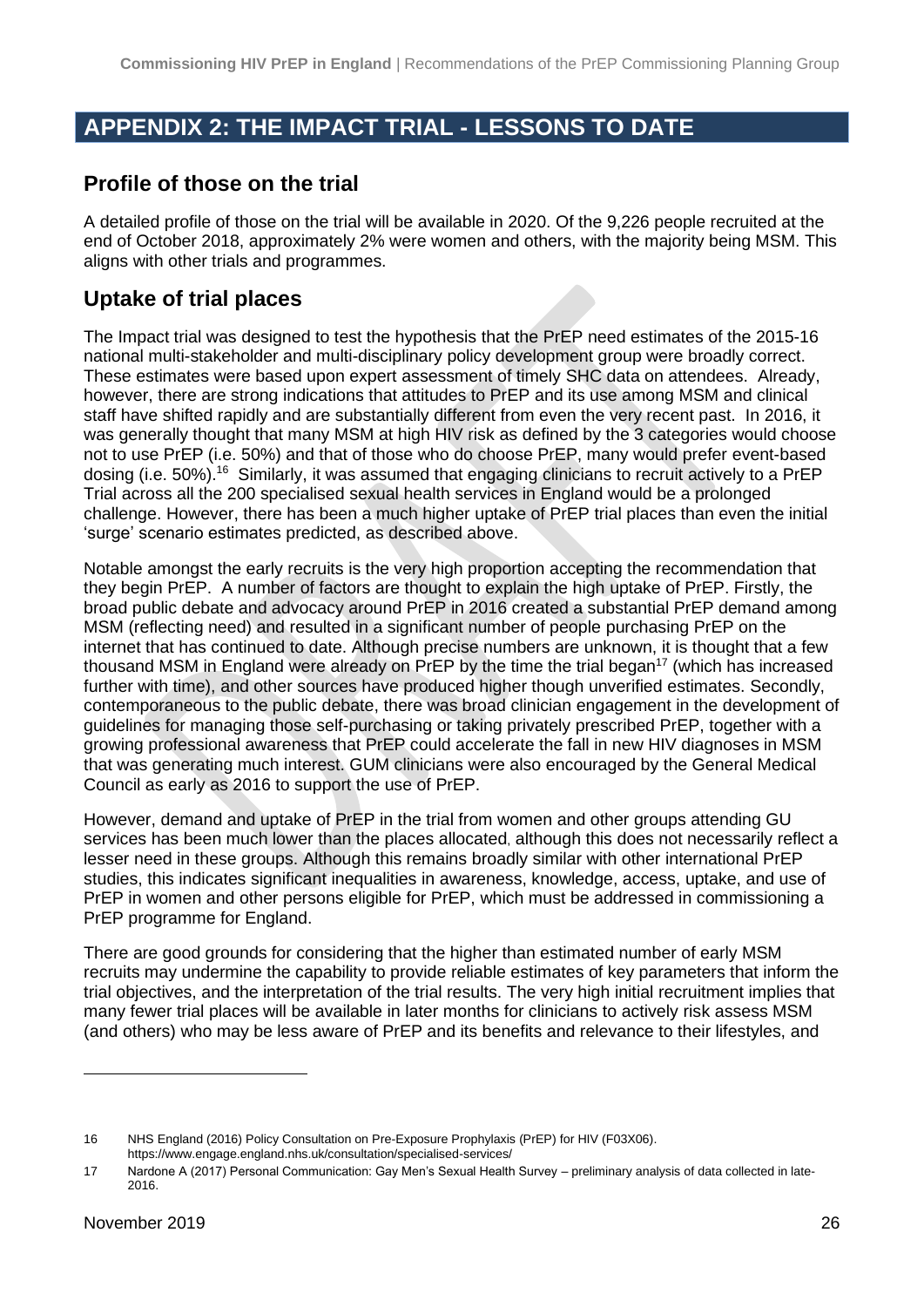# APPENDIX 2: THE IMPACT TRIAL - LESSONS TO DATE

## Profile of those on the trial

A detailed profile of those on the trial will be available in 2020. Of the 9,226 people recruited at the end of October 2018, approximately 2% were women and others, with the majority being MSM. This aligns with other trials and programmes.

## Uptake of trial places

The Impact trial was designed to test the hypothesis that the PrEP need estimates of the 2015-16 national multi-stakeholder and multi-disciplinary policy development group were broadly correct. These estimates were based upon expert assessment of timely SHC data on attendees. Already, however, there are strong indications that attitudes to PrEP and its use among MSM and clinical staff have shifted rapidly and are substantially different from even the very recent past. In 2016, it was generally thought that many MSM at high HIV risk as defined by the 3 categories would choose not to use PrEP (i.e. 50%) and that of those who do choose PrEP, many would prefer event-based dosing (i.e. 50%).[16] Similarly, it was assumed that engaging clinicians to recruit actively to a PrEP Trial across all the 200 specialised sexual health services in England would be a prolonged challenge. However, there has been a much higher uptake of PrEP trial places than even the initial 'surge' scenario estimates predicted, as described above.

Notable amongst the early recruits is the very high proportion accepting the recommendation that they begin PrEP. A number of factors are thought to explain the high uptake of PrEP. Firstly, the broad public debate and advocacy around PrEP in 2016 created a substantial PrEP demand among MSM (reflecting need) and resulted in a significant number of people purchasing PrEP on the internet that has continued to date. Although precise numbers are unknown, it is thought that a few thousand MSM in England were already on PrEP by the time the trial began[17] (which has increased further with time), and other sources have produced higher though unverified estimates. Secondly, contemporaneous to the public debate, there was broad clinician engagement in the development of guidelines for managing those self-purchasing or taking privately prescribed PrEP, together with a growing professional awareness that PrEP could accelerate the fall in new HIV diagnoses in MSM that was generating much interest. GUM clinicians were also encouraged by the General Medical Council as early as 2016 to support the use of PrEP.

However, demand and uptake of PrEP in the trial from women and other groups attending GU services has been much lower than the places allocated, although this does not necessarily reflect a lesser need in these groups. Although this remains broadly similar with other international PrEP studies, this indicates significant inequalities in awareness, knowledge, access, uptake, and use of PrEP in women and other persons eligible for PrEP, which must be addressed in commissioning a PrEP programme for England.

There are good grounds for considering that the higher than estimated number of early MSM recruits may undermine the capability to provide reliable estimates of key parameters that inform the trial objectives, and the interpretation of the trial results. The very high initial recruitment implies that many fewer trial places will be available in later months for clinicians to actively risk assess MSM (and others) who may be less aware of PrEP and its benefits and relevance to their lifestyles, and

---

16 NHS England (2016) Policy Consultation on Pre-Exposure Prophylaxis (PrEP) for HIV (F03X06). https://www.engage.england.nhs.uk/consultation/specialised-services/

17 Nardone A (2017) Personal Communication: Gay Men's Sexual Health Survey – preliminary analysis of data collected in late-2016.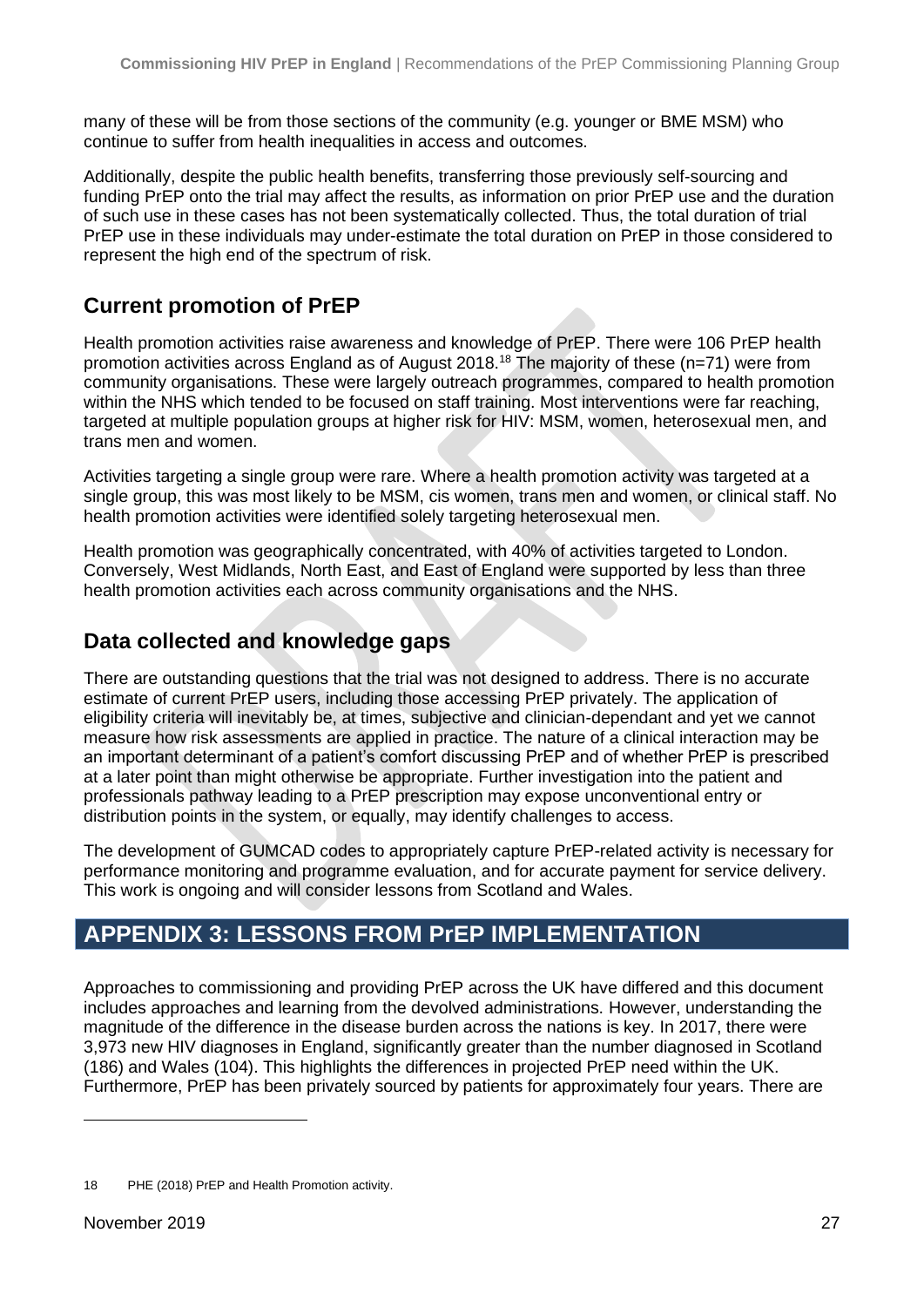many of these will be from those sections of the community (e.g. younger or BME MSM) who continue to suffer from health inequalities in access and outcomes.

Additionally, despite the public health benefits, transferring those previously self-sourcing and funding PrEP onto the trial may affect the results, as information on prior PrEP use and the duration of such use in these cases has not been systematically collected. Thus, the total duration of trial PrEP use in these individuals may under-estimate the total duration on PrEP in those considered to represent the high end of the spectrum of risk.

## Current promotion of PrEP

Health promotion activities raise awareness and knowledge of PrEP. There were 106 PrEP health promotion activities across England as of August 2018.[18] The majority of these (n=71) were from community organisations. These were largely outreach programmes, compared to health promotion within the NHS which tended to be focused on staff training. Most interventions were far reaching, targeted at multiple population groups at higher risk for HIV: MSM, women, heterosexual men, and trans men and women.

Activities targeting a single group were rare. Where a health promotion activity was targeted at a single group, this was most likely to be MSM, cis women, trans men and women, or clinical staff. No health promotion activities were identified solely targeting heterosexual men.

Health promotion was geographically concentrated, with 40% of activities targeted to London. Conversely, West Midlands, North East, and East of England were supported by less than three health promotion activities each across community organisations and the NHS.

## Data collected and knowledge gaps

There are outstanding questions that the trial was not designed to address. There is no accurate estimate of current PrEP users, including those accessing PrEP privately. The application of eligibility criteria will inevitably be, at times, subjective and clinician-dependant and yet we cannot measure how risk assessments are applied in practice. The nature of a clinical interaction may be an important determinant of a patient's comfort discussing PrEP and of whether PrEP is prescribed at a later point than might otherwise be appropriate. Further investigation into the patient and professionals pathway leading to a PrEP prescription may expose unconventional entry or distribution points in the system, or equally, may identify challenges to access.

The development of GUMCAD codes to appropriately capture PrEP-related activity is necessary for performance monitoring and programme evaluation, and for accurate payment for service delivery. This work is ongoing and will consider lessons from Scotland and Wales.

# APPENDIX 3: LESSONS FROM PrEP IMPLEMENTATION

Approaches to commissioning and providing PrEP across the UK have differed and this document includes approaches and learning from the devolved administrations. However, understanding the magnitude of the difference in the disease burden across the nations is key. In 2017, there were 3,973 new HIV diagnoses in England, significantly greater than the number diagnosed in Scotland (186) and Wales (104). This highlights the differences in projected PrEP need within the UK. Furthermore, PrEP has been privately sourced by patients for approximately four years. There are

---

18 PHE (2018) PrEP and Health Promotion activity.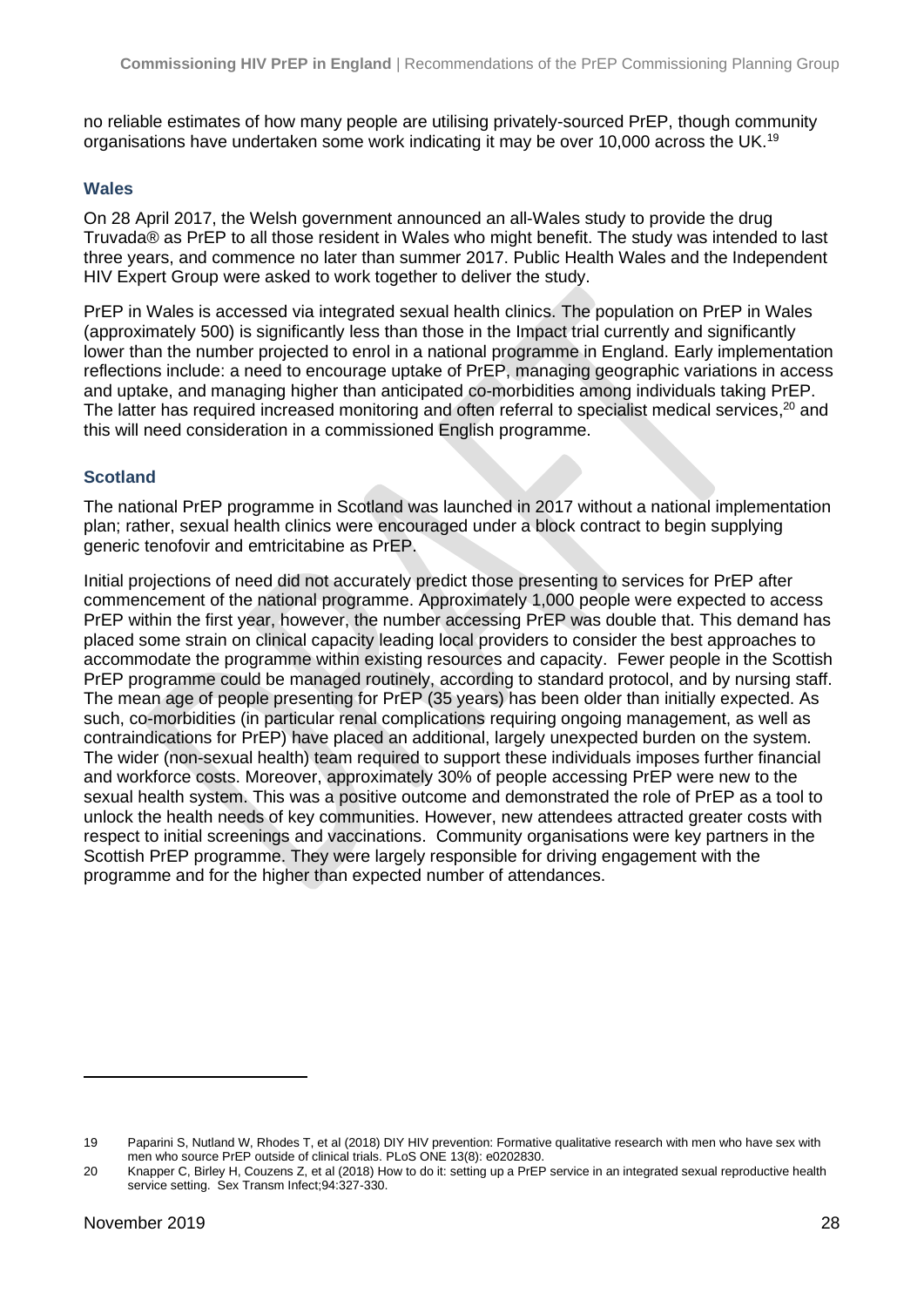no reliable estimates of how many people are utilising privately-sourced PrEP, though community organisations have undertaken some work indicating it may be over 10,000 across the UK.[19]

### Wales

On 28 April 2017, the Welsh government announced an all-Wales study to provide the drug Truvada® as PrEP to all those resident in Wales who might benefit. The study was intended to last three years, and commence no later than summer 2017. Public Health Wales and the Independent HIV Expert Group were asked to work together to deliver the study.

PrEP in Wales is accessed via integrated sexual health clinics. The population on PrEP in Wales (approximately 500) is significantly less than those in the Impact trial currently and significantly lower than the number projected to enrol in a national programme in England. Early implementation reflections include: a need to encourage uptake of PrEP, managing geographic variations in access and uptake, and managing higher than anticipated co-morbidities among individuals taking PrEP. The latter has required increased monitoring and often referral to specialist medical services,[20] and this will need consideration in a commissioned English programme.

### Scotland

The national PrEP programme in Scotland was launched in 2017 without a national implementation plan; rather, sexual health clinics were encouraged under a block contract to begin supplying generic tenofovir and emtricitabine as PrEP.

Initial projections of need did not accurately predict those presenting to services for PrEP after commencement of the national programme. Approximately 1,000 people were expected to access PrEP within the first year, however, the number accessing PrEP was double that. This demand has placed some strain on clinical capacity leading local providers to consider the best approaches to accommodate the programme within existing resources and capacity. Fewer people in the Scottish PrEP programme could be managed routinely, according to standard protocol, and by nursing staff. The mean age of people presenting for PrEP (35 years) has been older than initially expected. As such, co-morbidities (in particular renal complications requiring ongoing management, as well as contraindications for PrEP) have placed an additional, largely unexpected burden on the system. The wider (non-sexual health) team required to support these individuals imposes further financial and workforce costs. Moreover, approximately 30% of people accessing PrEP were new to the sexual health system. This was a positive outcome and demonstrated the role of PrEP as a tool to unlock the health needs of key communities. However, new attendees attracted greater costs with respect to initial screenings and vaccinations. Community organisations were key partners in the Scottish PrEP programme. They were largely responsible for driving engagement with the programme and for the higher than expected number of attendances.

---

19 Paparini S, Nutland W, Rhodes T, et al (2018) DIY HIV prevention: Formative qualitative research with men who have sex with men who source PrEP outside of clinical trials. PLoS ONE 13(8): e0202830.

20 Knapper C, Birley H, Couzens Z, et al (2018) How to do it: setting up a PrEP service in an integrated sexual reproductive health service setting. Sex Transm Infect;94:327-330.